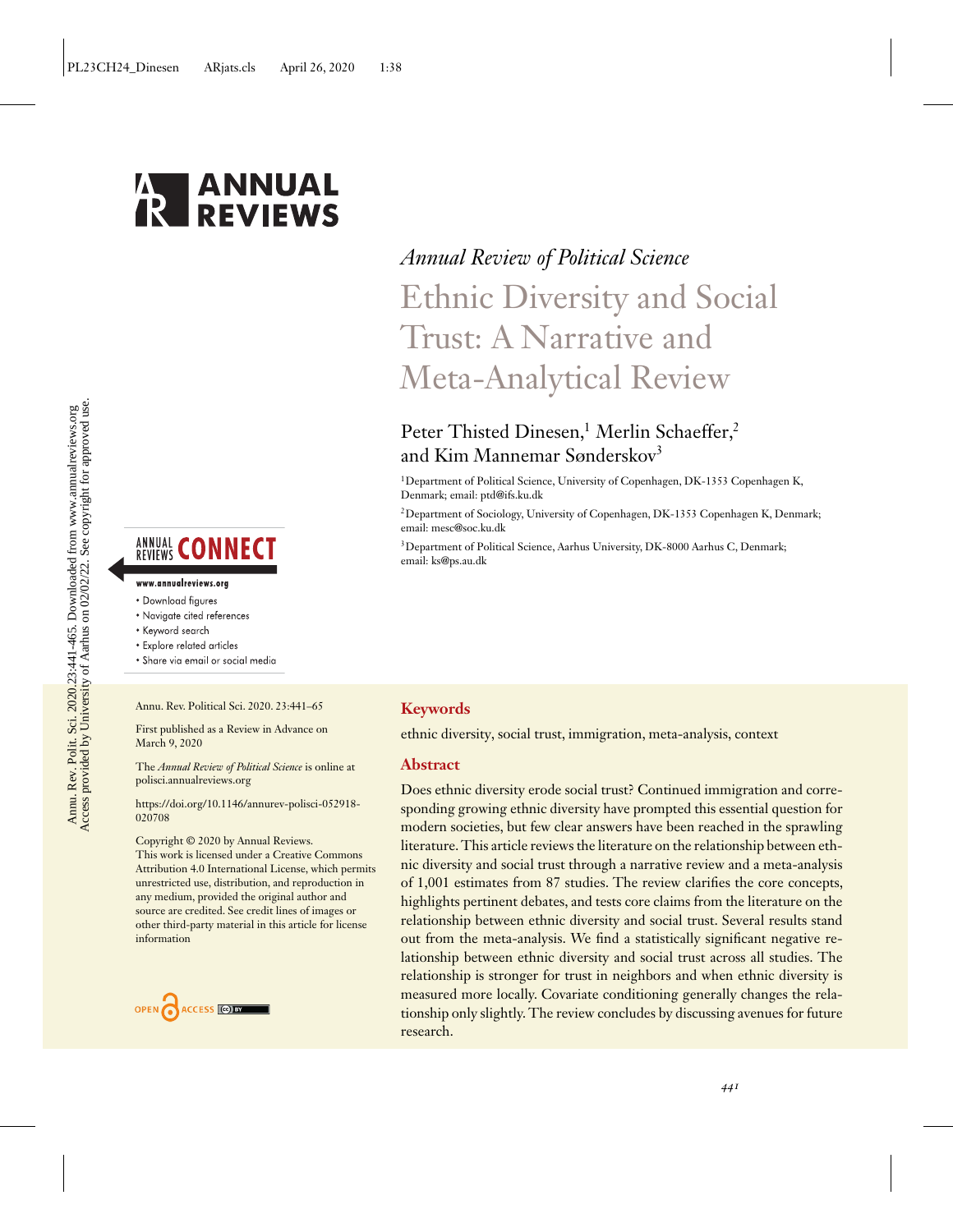*Annual Review of Political Science*

# Ethnic Diversity and Social Trust: A Narrative and Meta-Analytical Review

Peter Thisted Dinesen,[1] Merlin Schaeffer,[2] and Kim Mannemar Sønderskov[3]

[1]Department of Political Science, University of Copenhagen, DK-1353 Copenhagen K, Denmark; email: ptd@ifs.ku.dk

[2]Department of Sociology, University of Copenhagen, DK-1353 Copenhagen K, Denmark; email: mesc@soc.ku.dk

[3]Department of Political Science, Aarhus University, DK-8000 Aarhus C, Denmark; email: ks@ps.au.dk

Annu. Rev. Political Sci. 2020. 23:441–65

First published as a Review in Advance on March 9, 2020

The *Annual Review of Political Science* is online at polisci.annualreviews.org

https://doi.org/10.1146/annurev-polisci-052918-020708

Copyright © 2020 by Annual Reviews. This work is licensed under a Creative Commons Attribution 4.0 International License, which permits unrestricted use, distribution, and reproduction in any medium, provided the original author and source are credited. See credit lines of images or other third-party material in this article for license information

## Keywords

ethnic diversity, social trust, immigration, meta-analysis, context

## Abstract

Does ethnic diversity erode social trust? Continued immigration and corresponding growing ethnic diversity have prompted this essential question for modern societies, but few clear answers have been reached in the sprawling literature. This article reviews the literature on the relationship between ethnic diversity and social trust through a narrative review and a meta-analysis of 1,001 estimates from 87 studies. The review clarifies the core concepts, highlights pertinent debates, and tests core claims from the literature on the relationship between ethnic diversity and social trust. Several results stand out from the meta-analysis. We find a statistically significant negative relationship between ethnic diversity and social trust across all studies. The relationship is stronger for trust in neighbors and when ethnic diversity is measured more locally. Covariate conditioning generally changes the relationship only slightly. The review concludes by discussing avenues for future research.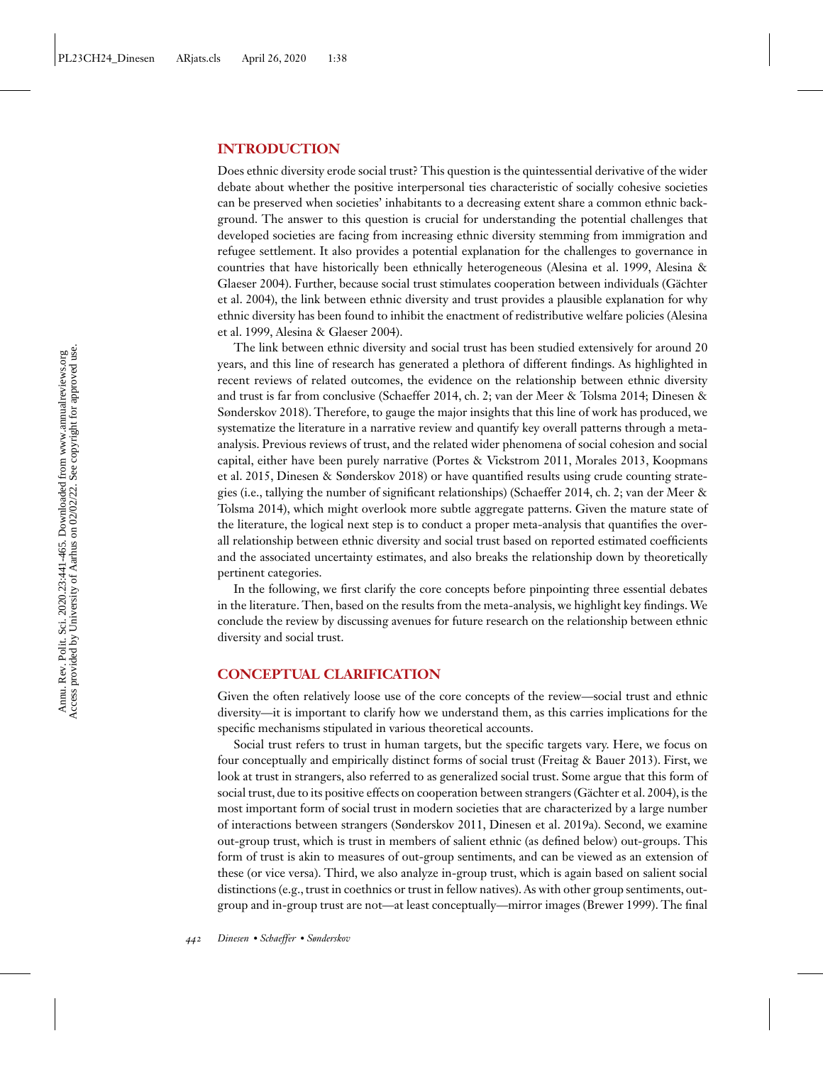## INTRODUCTION

Does ethnic diversity erode social trust? This question is the quintessential derivative of the wider debate about whether the positive interpersonal ties characteristic of socially cohesive societies can be preserved when societies' inhabitants to a decreasing extent share a common ethnic background. The answer to this question is crucial for understanding the potential challenges that developed societies are facing from increasing ethnic diversity stemming from immigration and refugee settlement. It also provides a potential explanation for the challenges to governance in countries that have historically been ethnically heterogeneous (Alesina et al. 1999, Alesina & Glaeser 2004). Further, because social trust stimulates cooperation between individuals (Gächter et al. 2004), the link between ethnic diversity and trust provides a plausible explanation for why ethnic diversity has been found to inhibit the enactment of redistributive welfare policies (Alesina et al. 1999, Alesina & Glaeser 2004).

The link between ethnic diversity and social trust has been studied extensively for around 20 years, and this line of research has generated a plethora of different findings. As highlighted in recent reviews of related outcomes, the evidence on the relationship between ethnic diversity and trust is far from conclusive (Schaeffer 2014, ch. 2; van der Meer & Tolsma 2014; Dinesen & Sønderskov 2018). Therefore, to gauge the major insights that this line of work has produced, we systematize the literature in a narrative review and quantify key overall patterns through a meta-analysis. Previous reviews of trust, and the related wider phenomena of social cohesion and social capital, either have been purely narrative (Portes & Vickstrom 2011, Morales 2013, Koopmans et al. 2015, Dinesen & Sønderskov 2018) or have quantified results using crude counting strategies (i.e., tallying the number of significant relationships) (Schaeffer 2014, ch. 2; van der Meer & Tolsma 2014), which might overlook more subtle aggregate patterns. Given the mature state of the literature, the logical next step is to conduct a proper meta-analysis that quantifies the overall relationship between ethnic diversity and social trust based on reported estimated coefficients and the associated uncertainty estimates, and also breaks the relationship down by theoretically pertinent categories.

In the following, we first clarify the core concepts before pinpointing three essential debates in the literature. Then, based on the results from the meta-analysis, we highlight key findings. We conclude the review by discussing avenues for future research on the relationship between ethnic diversity and social trust.

## CONCEPTUAL CLARIFICATION

Given the often relatively loose use of the core concepts of the review—social trust and ethnic diversity—it is important to clarify how we understand them, as this carries implications for the specific mechanisms stipulated in various theoretical accounts.

Social trust refers to trust in human targets, but the specific targets vary. Here, we focus on four conceptually and empirically distinct forms of social trust (Freitag & Bauer 2013). First, we look at trust in strangers, also referred to as generalized social trust. Some argue that this form of social trust, due to its positive effects on cooperation between strangers (Gächter et al. 2004), is the most important form of social trust in modern societies that are characterized by a large number of interactions between strangers (Sønderskov 2011, Dinesen et al. 2019a). Second, we examine out-group trust, which is trust in members of salient ethnic (as defined below) out-groups. This form of trust is akin to measures of out-group sentiments, and can be viewed as an extension of these (or vice versa). Third, we also analyze in-group trust, which is again based on salient social distinctions (e.g., trust in coethnics or trust in fellow natives). As with other group sentiments, out-group and in-group trust are not—at least conceptually—mirror images (Brewer 1999). The final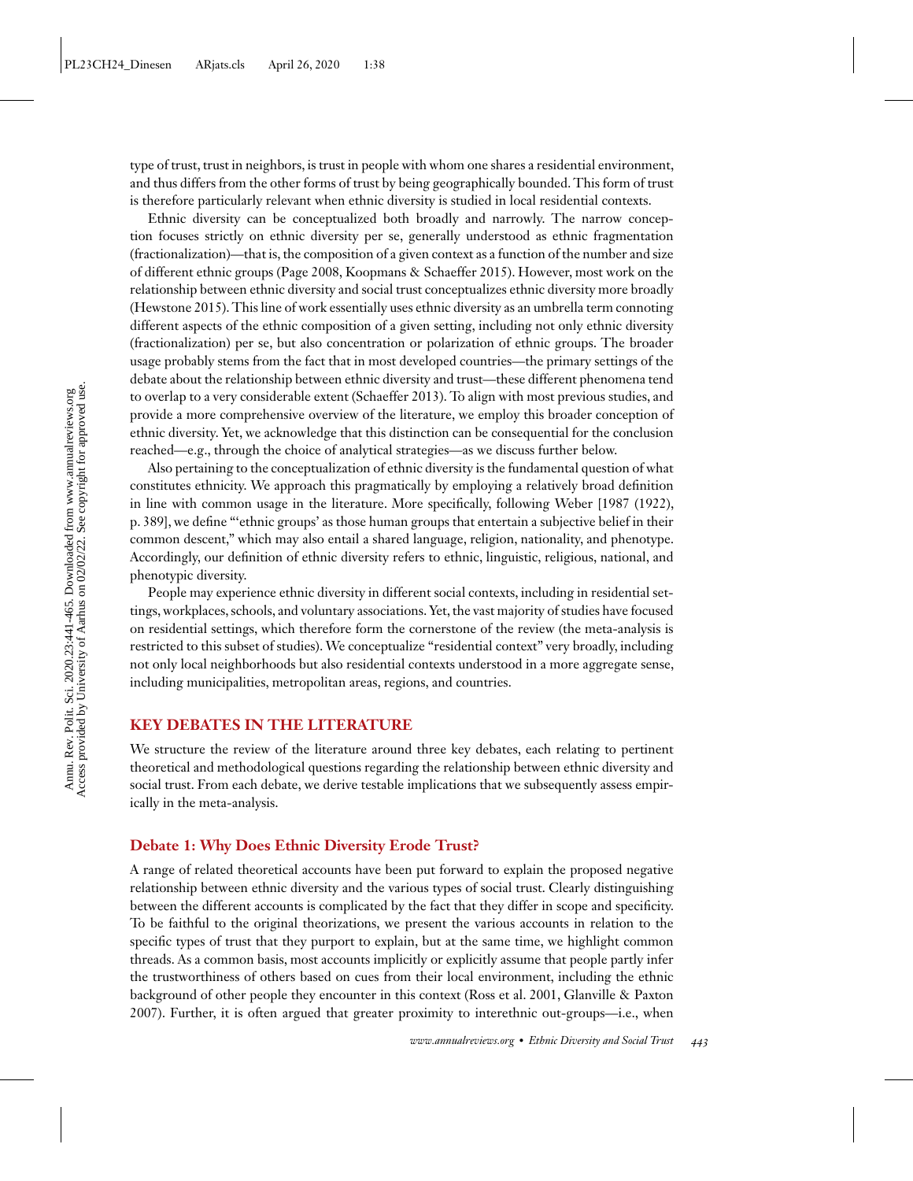type of trust, trust in neighbors, is trust in people with whom one shares a residential environment, and thus differs from the other forms of trust by being geographically bounded. This form of trust is therefore particularly relevant when ethnic diversity is studied in local residential contexts.

Ethnic diversity can be conceptualized both broadly and narrowly. The narrow conception focuses strictly on ethnic diversity per se, generally understood as ethnic fragmentation (fractionalization)—that is, the composition of a given context as a function of the number and size of different ethnic groups (Page 2008, Koopmans & Schaeffer 2015). However, most work on the relationship between ethnic diversity and social trust conceptualizes ethnic diversity more broadly (Hewstone 2015). This line of work essentially uses ethnic diversity as an umbrella term connoting different aspects of the ethnic composition of a given setting, including not only ethnic diversity (fractionalization) per se, but also concentration or polarization of ethnic groups. The broader usage probably stems from the fact that in most developed countries—the primary settings of the debate about the relationship between ethnic diversity and trust—these different phenomena tend to overlap to a very considerable extent (Schaeffer 2013). To align with most previous studies, and provide a more comprehensive overview of the literature, we employ this broader conception of ethnic diversity. Yet, we acknowledge that this distinction can be consequential for the conclusion reached—e.g., through the choice of analytical strategies—as we discuss further below.

Also pertaining to the conceptualization of ethnic diversity is the fundamental question of what constitutes ethnicity. We approach this pragmatically by employing a relatively broad definition in line with common usage in the literature. More specifically, following Weber [1987 (1922), p. 389], we define "'ethnic groups' as those human groups that entertain a subjective belief in their common descent," which may also entail a shared language, religion, nationality, and phenotype. Accordingly, our definition of ethnic diversity refers to ethnic, linguistic, religious, national, and phenotypic diversity.

People may experience ethnic diversity in different social contexts, including in residential settings, workplaces, schools, and voluntary associations. Yet, the vast majority of studies have focused on residential settings, which therefore form the cornerstone of the review (the meta-analysis is restricted to this subset of studies). We conceptualize "residential context" very broadly, including not only local neighborhoods but also residential contexts understood in a more aggregate sense, including municipalities, metropolitan areas, regions, and countries.

## KEY DEBATES IN THE LITERATURE

We structure the review of the literature around three key debates, each relating to pertinent theoretical and methodological questions regarding the relationship between ethnic diversity and social trust. From each debate, we derive testable implications that we subsequently assess empirically in the meta-analysis.

### Debate 1: Why Does Ethnic Diversity Erode Trust?

A range of related theoretical accounts have been put forward to explain the proposed negative relationship between ethnic diversity and the various types of social trust. Clearly distinguishing between the different accounts is complicated by the fact that they differ in scope and specificity. To be faithful to the original theorizations, we present the various accounts in relation to the specific types of trust that they purport to explain, but at the same time, we highlight common threads. As a common basis, most accounts implicitly or explicitly assume that people partly infer the trustworthiness of others based on cues from their local environment, including the ethnic background of other people they encounter in this context (Ross et al. 2001, Glanville & Paxton 2007). Further, it is often argued that greater proximity to interethnic out-groups—i.e., when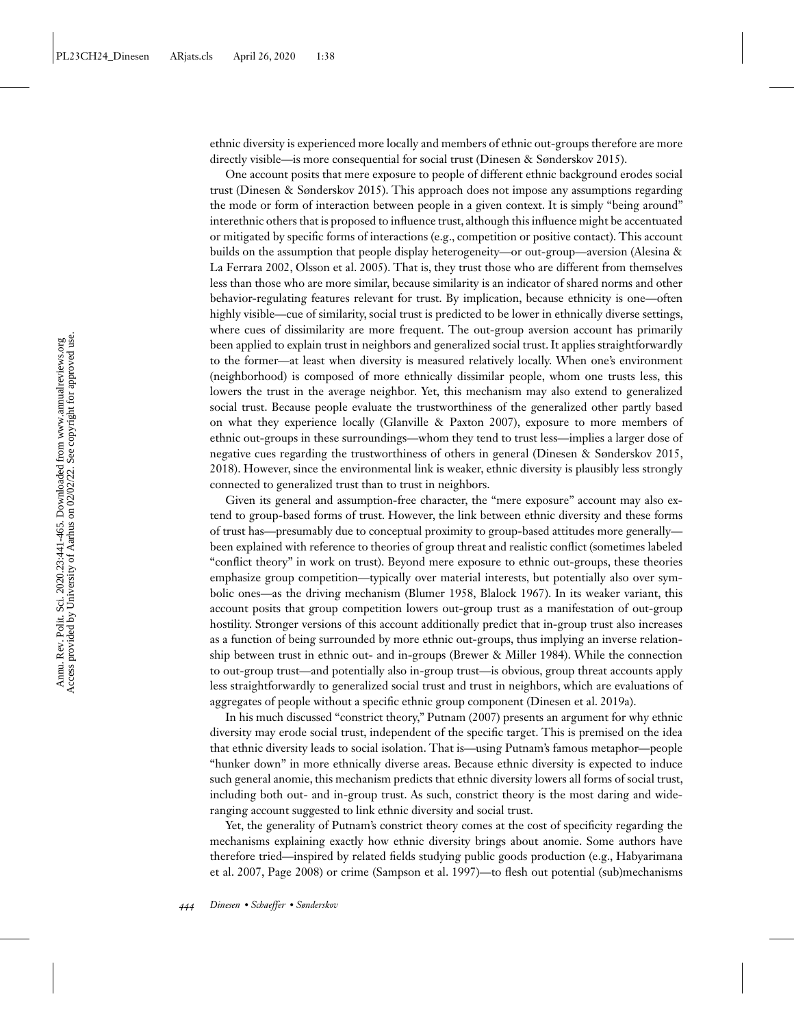ethnic diversity is experienced more locally and members of ethnic out-groups therefore are more directly visible—is more consequential for social trust (Dinesen & Sønderskov 2015).

One account posits that mere exposure to people of different ethnic background erodes social trust (Dinesen & Sønderskov 2015). This approach does not impose any assumptions regarding the mode or form of interaction between people in a given context. It is simply "being around" interethnic others that is proposed to influence trust, although this influence might be accentuated or mitigated by specific forms of interactions (e.g., competition or positive contact). This account builds on the assumption that people display heterogeneity—or out-group—aversion (Alesina & La Ferrara 2002, Olsson et al. 2005). That is, they trust those who are different from themselves less than those who are more similar, because similarity is an indicator of shared norms and other behavior-regulating features relevant for trust. By implication, because ethnicity is one—often highly visible—cue of similarity, social trust is predicted to be lower in ethnically diverse settings, where cues of dissimilarity are more frequent. The out-group aversion account has primarily been applied to explain trust in neighbors and generalized social trust. It applies straightforwardly to the former—at least when diversity is measured relatively locally. When one's environment (neighborhood) is composed of more ethnically dissimilar people, whom one trusts less, this lowers the trust in the average neighbor. Yet, this mechanism may also extend to generalized social trust. Because people evaluate the trustworthiness of the generalized other partly based on what they experience locally (Glanville & Paxton 2007), exposure to more members of ethnic out-groups in these surroundings—whom they tend to trust less—implies a larger dose of negative cues regarding the trustworthiness of others in general (Dinesen & Sønderskov 2015, 2018). However, since the environmental link is weaker, ethnic diversity is plausibly less strongly connected to generalized trust than to trust in neighbors.

Given its general and assumption-free character, the "mere exposure" account may also extend to group-based forms of trust. However, the link between ethnic diversity and these forms of trust has—presumably due to conceptual proximity to group-based attitudes more generally—been explained with reference to theories of group threat and realistic conflict (sometimes labeled "conflict theory" in work on trust). Beyond mere exposure to ethnic out-groups, these theories emphasize group competition—typically over material interests, but potentially also over symbolic ones—as the driving mechanism (Blumer 1958, Blalock 1967). In its weaker variant, this account posits that group competition lowers out-group trust as a manifestation of out-group hostility. Stronger versions of this account additionally predict that in-group trust also increases as a function of being surrounded by more ethnic out-groups, thus implying an inverse relationship between trust in ethnic out- and in-groups (Brewer & Miller 1984). While the connection to out-group trust—and potentially also in-group trust—is obvious, group threat accounts apply less straightforwardly to generalized social trust and trust in neighbors, which are evaluations of aggregates of people without a specific ethnic group component (Dinesen et al. 2019a).

In his much discussed "constrict theory," Putnam (2007) presents an argument for why ethnic diversity may erode social trust, independent of the specific target. This is premised on the idea that ethnic diversity leads to social isolation. That is—using Putnam's famous metaphor—people "hunker down" in more ethnically diverse areas. Because ethnic diversity is expected to induce such general anomie, this mechanism predicts that ethnic diversity lowers all forms of social trust, including both out- and in-group trust. As such, constrict theory is the most daring and wide-ranging account suggested to link ethnic diversity and social trust.

Yet, the generality of Putnam's constrict theory comes at the cost of specificity regarding the mechanisms explaining exactly how ethnic diversity brings about anomie. Some authors have therefore tried—inspired by related fields studying public goods production (e.g., Habyarimana et al. 2007, Page 2008) or crime (Sampson et al. 1997)—to flesh out potential (sub)mechanisms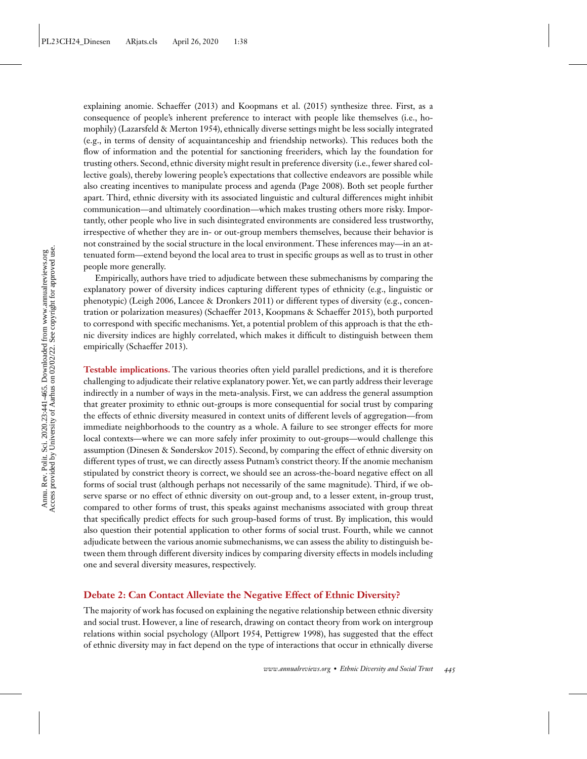explaining anomie. Schaeffer (2013) and Koopmans et al. (2015) synthesize three. First, as a consequence of people's inherent preference to interact with people like themselves (i.e., homophily) (Lazarsfeld & Merton 1954), ethnically diverse settings might be less socially integrated (e.g., in terms of density of acquaintanceship and friendship networks). This reduces both the flow of information and the potential for sanctioning freeriders, which lay the foundation for trusting others. Second, ethnic diversity might result in preference diversity (i.e., fewer shared collective goals), thereby lowering people's expectations that collective endeavors are possible while also creating incentives to manipulate process and agenda (Page 2008). Both set people further apart. Third, ethnic diversity with its associated linguistic and cultural differences might inhibit communication—and ultimately coordination—which makes trusting others more risky. Importantly, other people who live in such disintegrated environments are considered less trustworthy, irrespective of whether they are in- or out-group members themselves, because their behavior is not constrained by the social structure in the local environment. These inferences may—in an attenuated form—extend beyond the local area to trust in specific groups as well as to trust in other people more generally.

Empirically, authors have tried to adjudicate between these submechanisms by comparing the explanatory power of diversity indices capturing different types of ethnicity (e.g., linguistic or phenotypic) (Leigh 2006, Lancee & Dronkers 2011) or different types of diversity (e.g., concentration or polarization measures) (Schaeffer 2013, Koopmans & Schaeffer 2015), both purported to correspond with specific mechanisms. Yet, a potential problem of this approach is that the ethnic diversity indices are highly correlated, which makes it difficult to distinguish between them empirically (Schaeffer 2013).

**Testable implications.** The various theories often yield parallel predictions, and it is therefore challenging to adjudicate their relative explanatory power. Yet, we can partly address their leverage indirectly in a number of ways in the meta-analysis. First, we can address the general assumption that greater proximity to ethnic out-groups is more consequential for social trust by comparing the effects of ethnic diversity measured in context units of different levels of aggregation—from immediate neighborhoods to the country as a whole. A failure to see stronger effects for more local contexts—where we can more safely infer proximity to out-groups—would challenge this assumption (Dinesen & Sønderskov 2015). Second, by comparing the effect of ethnic diversity on different types of trust, we can directly assess Putnam's constrict theory. If the anomie mechanism stipulated by constrict theory is correct, we should see an across-the-board negative effect on all forms of social trust (although perhaps not necessarily of the same magnitude). Third, if we observe sparse or no effect of ethnic diversity on out-group and, to a lesser extent, in-group trust, compared to other forms of trust, this speaks against mechanisms associated with group threat that specifically predict effects for such group-based forms of trust. By implication, this would also question their potential application to other forms of social trust. Fourth, while we cannot adjudicate between the various anomie submechanisms, we can assess the ability to distinguish between them through different diversity indices by comparing diversity effects in models including one and several diversity measures, respectively.

## Debate 2: Can Contact Alleviate the Negative Effect of Ethnic Diversity?

The majority of work has focused on explaining the negative relationship between ethnic diversity and social trust. However, a line of research, drawing on contact theory from work on intergroup relations within social psychology (Allport 1954, Pettigrew 1998), has suggested that the effect of ethnic diversity may in fact depend on the type of interactions that occur in ethnically diverse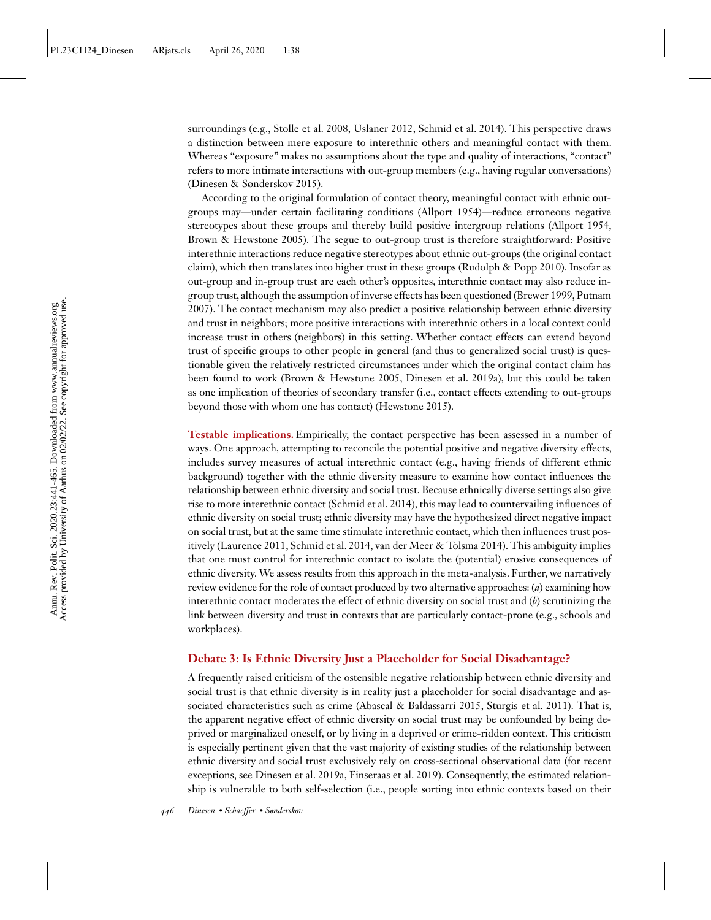surroundings (e.g., Stolle et al. 2008, Uslaner 2012, Schmid et al. 2014). This perspective draws a distinction between mere exposure to interethnic others and meaningful contact with them. Whereas "exposure" makes no assumptions about the type and quality of interactions, "contact" refers to more intimate interactions with out-group members (e.g., having regular conversations) (Dinesen & Sønderskov 2015).

According to the original formulation of contact theory, meaningful contact with ethnic out-groups may—under certain facilitating conditions (Allport 1954)—reduce erroneous negative stereotypes about these groups and thereby build positive intergroup relations (Allport 1954, Brown & Hewstone 2005). The segue to out-group trust is therefore straightforward: Positive interethnic interactions reduce negative stereotypes about ethnic out-groups (the original contact claim), which then translates into higher trust in these groups (Rudolph & Popp 2010). Insofar as out-group and in-group trust are each other's opposites, interethnic contact may also reduce in-group trust, although the assumption of inverse effects has been questioned (Brewer 1999, Putnam 2007). The contact mechanism may also predict a positive relationship between ethnic diversity and trust in neighbors; more positive interactions with interethnic others in a local context could increase trust in others (neighbors) in this setting. Whether contact effects can extend beyond trust of specific groups to other people in general (and thus to generalized social trust) is questionable given the relatively restricted circumstances under which the original contact claim has been found to work (Brown & Hewstone 2005, Dinesen et al. 2019a), but this could be taken as one implication of theories of secondary transfer (i.e., contact effects extending to out-groups beyond those with whom one has contact) (Hewstone 2015).

**Testable implications.** Empirically, the contact perspective has been assessed in a number of ways. One approach, attempting to reconcile the potential positive and negative diversity effects, includes survey measures of actual interethnic contact (e.g., having friends of different ethnic background) together with the ethnic diversity measure to examine how contact influences the relationship between ethnic diversity and social trust. Because ethnically diverse settings also give rise to more interethnic contact (Schmid et al. 2014), this may lead to countervailing influences of ethnic diversity on social trust; ethnic diversity may have the hypothesized direct negative impact on social trust, but at the same time stimulate interethnic contact, which then influences trust positively (Laurence 2011, Schmid et al. 2014, van der Meer & Tolsma 2014). This ambiguity implies that one must control for interethnic contact to isolate the (potential) erosive consequences of ethnic diversity. We assess results from this approach in the meta-analysis. Further, we narratively review evidence for the role of contact produced by two alternative approaches: (*a*) examining how interethnic contact moderates the effect of ethnic diversity on social trust and (*b*) scrutinizing the link between diversity and trust in contexts that are particularly contact-prone (e.g., schools and workplaces).

### Debate 3: Is Ethnic Diversity Just a Placeholder for Social Disadvantage?

A frequently raised criticism of the ostensible negative relationship between ethnic diversity and social trust is that ethnic diversity is in reality just a placeholder for social disadvantage and associated characteristics such as crime (Abascal & Baldassarri 2015, Sturgis et al. 2011). That is, the apparent negative effect of ethnic diversity on social trust may be confounded by being deprived or marginalized oneself, or by living in a deprived or crime-ridden context. This criticism is especially pertinent given that the vast majority of existing studies of the relationship between ethnic diversity and social trust exclusively rely on cross-sectional observational data (for recent exceptions, see Dinesen et al. 2019a, Finseraas et al. 2019). Consequently, the estimated relationship is vulnerable to both self-selection (i.e., people sorting into ethnic contexts based on their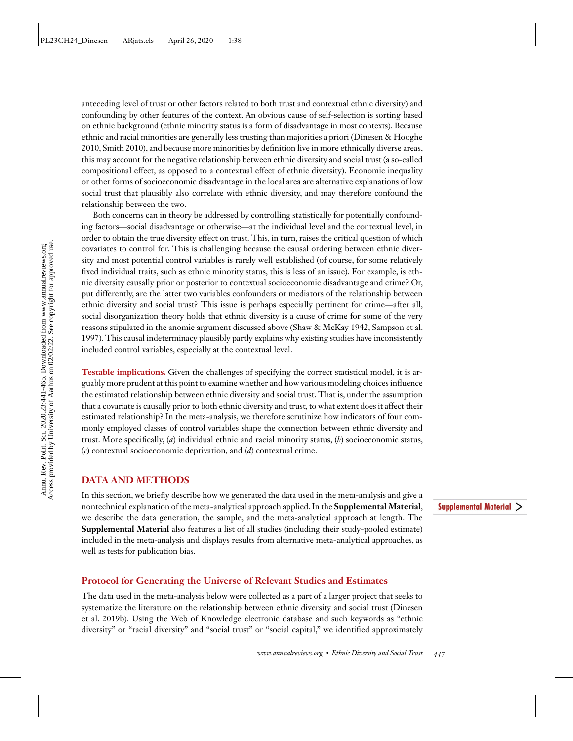anteceding level of trust or other factors related to both trust and contextual ethnic diversity) and confounding by other features of the context. An obvious cause of self-selection is sorting based on ethnic background (ethnic minority status is a form of disadvantage in most contexts). Because ethnic and racial minorities are generally less trusting than majorities a priori (Dinesen & Hooghe 2010, Smith 2010), and because more minorities by definition live in more ethnically diverse areas, this may account for the negative relationship between ethnic diversity and social trust (a so-called compositional effect, as opposed to a contextual effect of ethnic diversity). Economic inequality or other forms of socioeconomic disadvantage in the local area are alternative explanations of low social trust that plausibly also correlate with ethnic diversity, and may therefore confound the relationship between the two.

Both concerns can in theory be addressed by controlling statistically for potentially confounding factors—social disadvantage or otherwise—at the individual level and the contextual level, in order to obtain the true diversity effect on trust. This, in turn, raises the critical question of which covariates to control for. This is challenging because the causal ordering between ethnic diversity and most potential control variables is rarely well established (of course, for some relatively fixed individual traits, such as ethnic minority status, this is less of an issue). For example, is ethnic diversity causally prior or posterior to contextual socioeconomic disadvantage and crime? Or, put differently, are the latter two variables confounders or mediators of the relationship between ethnic diversity and social trust? This issue is perhaps especially pertinent for crime—after all, social disorganization theory holds that ethnic diversity is a cause of crime for some of the very reasons stipulated in the anomie argument discussed above (Shaw & McKay 1942, Sampson et al. 1997). This causal indeterminacy plausibly partly explains why existing studies have inconsistently included control variables, especially at the contextual level.

**Testable implications.** Given the challenges of specifying the correct statistical model, it is arguably more prudent at this point to examine whether and how various modeling choices influence the estimated relationship between ethnic diversity and social trust. That is, under the assumption that a covariate is causally prior to both ethnic diversity and trust, to what extent does it affect their estimated relationship? In the meta-analysis, we therefore scrutinize how indicators of four commonly employed classes of control variables shape the connection between ethnic diversity and trust. More specifically, (*a*) individual ethnic and racial minority status, (*b*) socioeconomic status, (*c*) contextual socioeconomic deprivation, and (*d*) contextual crime.

## DATA AND METHODS

In this section, we briefly describe how we generated the data used in the meta-analysis and give a nontechnical explanation of the meta-analytical approach applied. In the **Supplemental Material**, we describe the data generation, the sample, and the meta-analytical approach at length. The **Supplemental Material** also features a list of all studies (including their study-pooled estimate) included in the meta-analysis and displays results from alternative meta-analytical approaches, as well as tests for publication bias.

**Supplemental Material >**

### Protocol for Generating the Universe of Relevant Studies and Estimates

The data used in the meta-analysis below were collected as a part of a larger project that seeks to systematize the literature on the relationship between ethnic diversity and social trust (Dinesen et al. 2019b). Using the Web of Knowledge electronic database and such keywords as "ethnic diversity" or "racial diversity" and "social trust" or "social capital," we identified approximately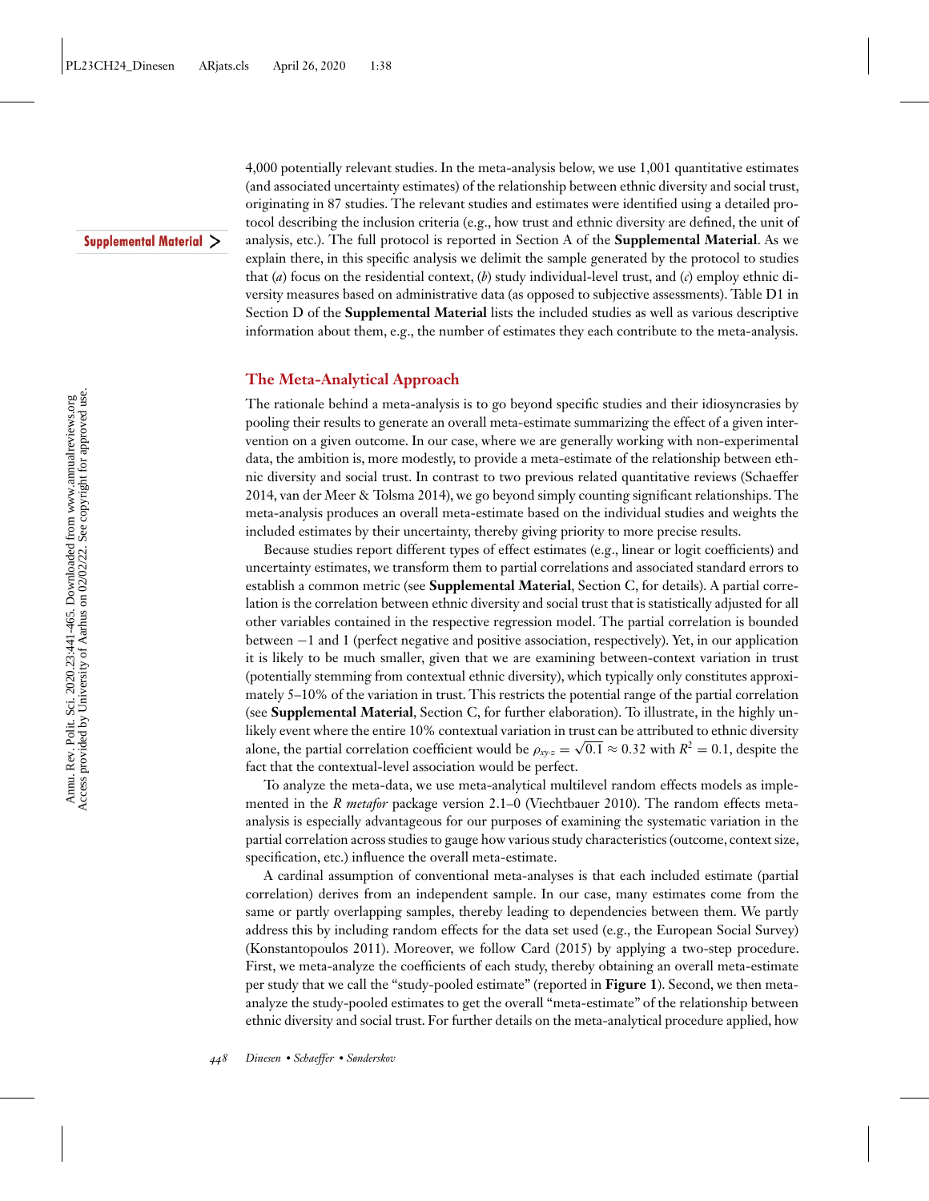4,000 potentially relevant studies. In the meta-analysis below, we use 1,001 quantitative estimates (and associated uncertainty estimates) of the relationship between ethnic diversity and social trust, originating in 87 studies. The relevant studies and estimates were identified using a detailed protocol describing the inclusion criteria (e.g., how trust and ethnic diversity are defined, the unit of analysis, etc.). The full protocol is reported in Section A of the **Supplemental Material**. As we explain there, in this specific analysis we delimit the sample generated by the protocol to studies that (*a*) focus on the residential context, (*b*) study individual-level trust, and (*c*) employ ethnic diversity measures based on administrative data (as opposed to subjective assessments). Table D1 in Section D of the **Supplemental Material** lists the included studies as well as various descriptive information about them, e.g., the number of estimates they each contribute to the meta-analysis.

## The Meta-Analytical Approach

The rationale behind a meta-analysis is to go beyond specific studies and their idiosyncrasies by pooling their results to generate an overall meta-estimate summarizing the effect of a given intervention on a given outcome. In our case, where we are generally working with non-experimental data, the ambition is, more modestly, to provide a meta-estimate of the relationship between ethnic diversity and social trust. In contrast to two previous related quantitative reviews (Schaeffer 2014, van der Meer & Tolsma 2014), we go beyond simply counting significant relationships. The meta-analysis produces an overall meta-estimate based on the individual studies and weights the included estimates by their uncertainty, thereby giving priority to more precise results.

Because studies report different types of effect estimates (e.g., linear or logit coefficients) and uncertainty estimates, we transform them to partial correlations and associated standard errors to establish a common metric (see **Supplemental Material**, Section C, for details). A partial correlation is the correlation between ethnic diversity and social trust that is statistically adjusted for all other variables contained in the respective regression model. The partial correlation is bounded between −1 and 1 (perfect negative and positive association, respectively). Yet, in our application it is likely to be much smaller, given that we are examining between-context variation in trust (potentially stemming from contextual ethnic diversity), which typically only constitutes approximately 5–10% of the variation in trust. This restricts the potential range of the partial correlation (see **Supplemental Material**, Section C, for further elaboration). To illustrate, in the highly unlikely event where the entire 10% contextual variation in trust can be attributed to ethnic diversity alone, the partial correlation coefficient would be $\rho_{xy \cdot z} = \sqrt{0.1} \approx 0.32$ with $R^2 = 0.1$, despite the fact that the contextual-level association would be perfect.

To analyze the meta-data, we use meta-analytical multilevel random effects models as implemented in the *R metafor* package version 2.1–0 (Viechtbauer 2010). The random effects meta-analysis is especially advantageous for our purposes of examining the systematic variation in the partial correlation across studies to gauge how various study characteristics (outcome, context size, specification, etc.) influence the overall meta-estimate.

A cardinal assumption of conventional meta-analyses is that each included estimate (partial correlation) derives from an independent sample. In our case, many estimates come from the same or partly overlapping samples, thereby leading to dependencies between them. We partly address this by including random effects for the data set used (e.g., the European Social Survey) (Konstantopoulos 2011). Moreover, we follow Card (2015) by applying a two-step procedure. First, we meta-analyze the coefficients of each study, thereby obtaining an overall meta-estimate per study that we call the "study-pooled estimate" (reported in **Figure 1**). Second, we then meta-analyze the study-pooled estimates to get the overall "meta-estimate" of the relationship between ethnic diversity and social trust. For further details on the meta-analytical procedure applied, how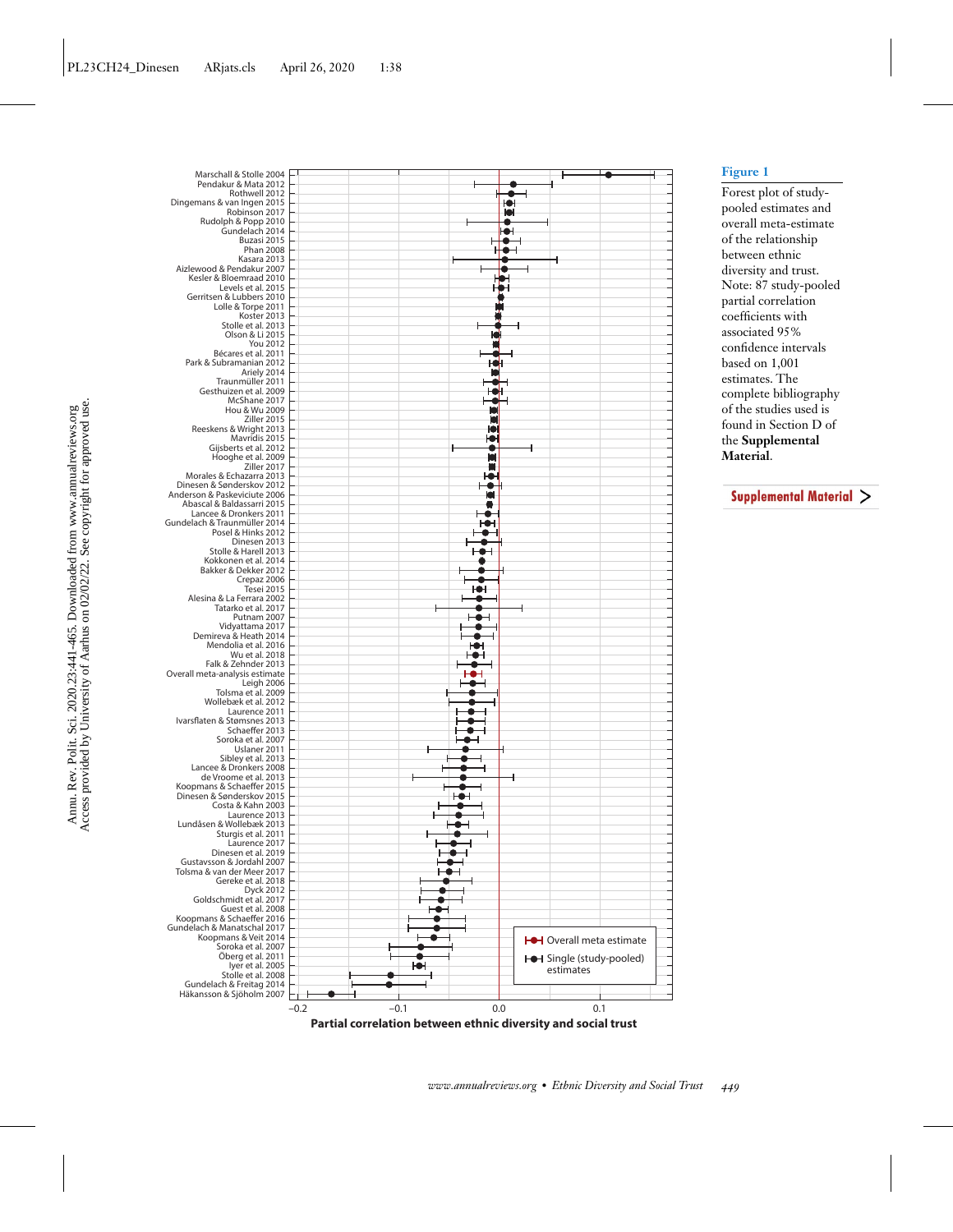**Figure 1**

Forest plot of study-pooled estimates and overall meta-estimate of the relationship between ethnic diversity and trust. Note: 87 study-pooled partial correlation coefficients with associated 95% confidence intervals based on 1,001 estimates. The complete bibliography of the studies used is found in Section D of the **Supplemental Material**.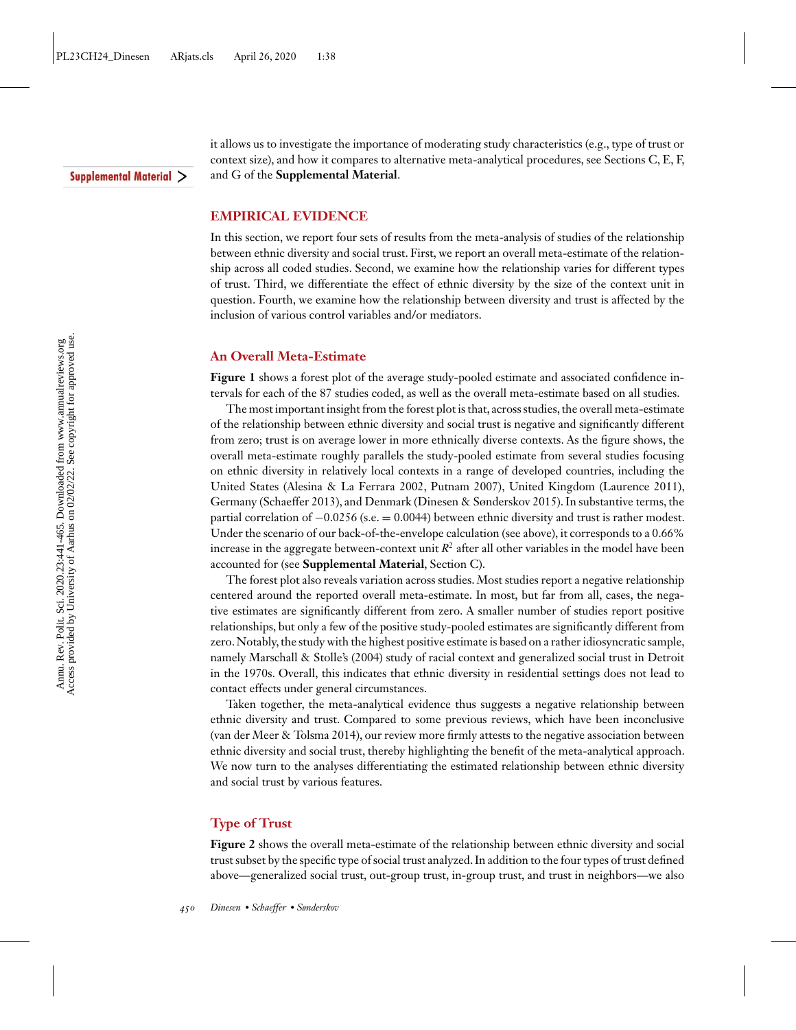it allows us to investigate the importance of moderating study characteristics (e.g., type of trust or context size), and how it compares to alternative meta-analytical procedures, see Sections C, E, F, and G of the **Supplemental Material**.

## EMPIRICAL EVIDENCE

In this section, we report four sets of results from the meta-analysis of studies of the relationship between ethnic diversity and social trust. First, we report an overall meta-estimate of the relationship across all coded studies. Second, we examine how the relationship varies for different types of trust. Third, we differentiate the effect of ethnic diversity by the size of the context unit in question. Fourth, we examine how the relationship between diversity and trust is affected by the inclusion of various control variables and/or mediators.

### An Overall Meta-Estimate

**Figure 1** shows a forest plot of the average study-pooled estimate and associated confidence intervals for each of the 87 studies coded, as well as the overall meta-estimate based on all studies.

The most important insight from the forest plot is that, across studies, the overall meta-estimate of the relationship between ethnic diversity and social trust is negative and significantly different from zero; trust is on average lower in more ethnically diverse contexts. As the figure shows, the overall meta-estimate roughly parallels the study-pooled estimate from several studies focusing on ethnic diversity in relatively local contexts in a range of developed countries, including the United States (Alesina & La Ferrara 2002, Putnam 2007), United Kingdom (Laurence 2011), Germany (Schaeffer 2013), and Denmark (Dinesen & Sønderskov 2015). In substantive terms, the partial correlation of −0.0256 (s.e. = 0.0044) between ethnic diversity and trust is rather modest. Under the scenario of our back-of-the-envelope calculation (see above), it corresponds to a 0.66% increase in the aggregate between-context unit $R^2$ after all other variables in the model have been accounted for (see **Supplemental Material**, Section C).

The forest plot also reveals variation across studies. Most studies report a negative relationship centered around the reported overall meta-estimate. In most, but far from all, cases, the negative estimates are significantly different from zero. A smaller number of studies report positive relationships, but only a few of the positive study-pooled estimates are significantly different from zero. Notably, the study with the highest positive estimate is based on a rather idiosyncratic sample, namely Marschall & Stolle's (2004) study of racial context and generalized social trust in Detroit in the 1970s. Overall, this indicates that ethnic diversity in residential settings does not lead to contact effects under general circumstances.

Taken together, the meta-analytical evidence thus suggests a negative relationship between ethnic diversity and trust. Compared to some previous reviews, which have been inconclusive (van der Meer & Tolsma 2014), our review more firmly attests to the negative association between ethnic diversity and social trust, thereby highlighting the benefit of the meta-analytical approach. We now turn to the analyses differentiating the estimated relationship between ethnic diversity and social trust by various features.

### Type of Trust

**Figure 2** shows the overall meta-estimate of the relationship between ethnic diversity and social trust subset by the specific type of social trust analyzed. In addition to the four types of trust defined above—generalized social trust, out-group trust, in-group trust, and trust in neighbors—we also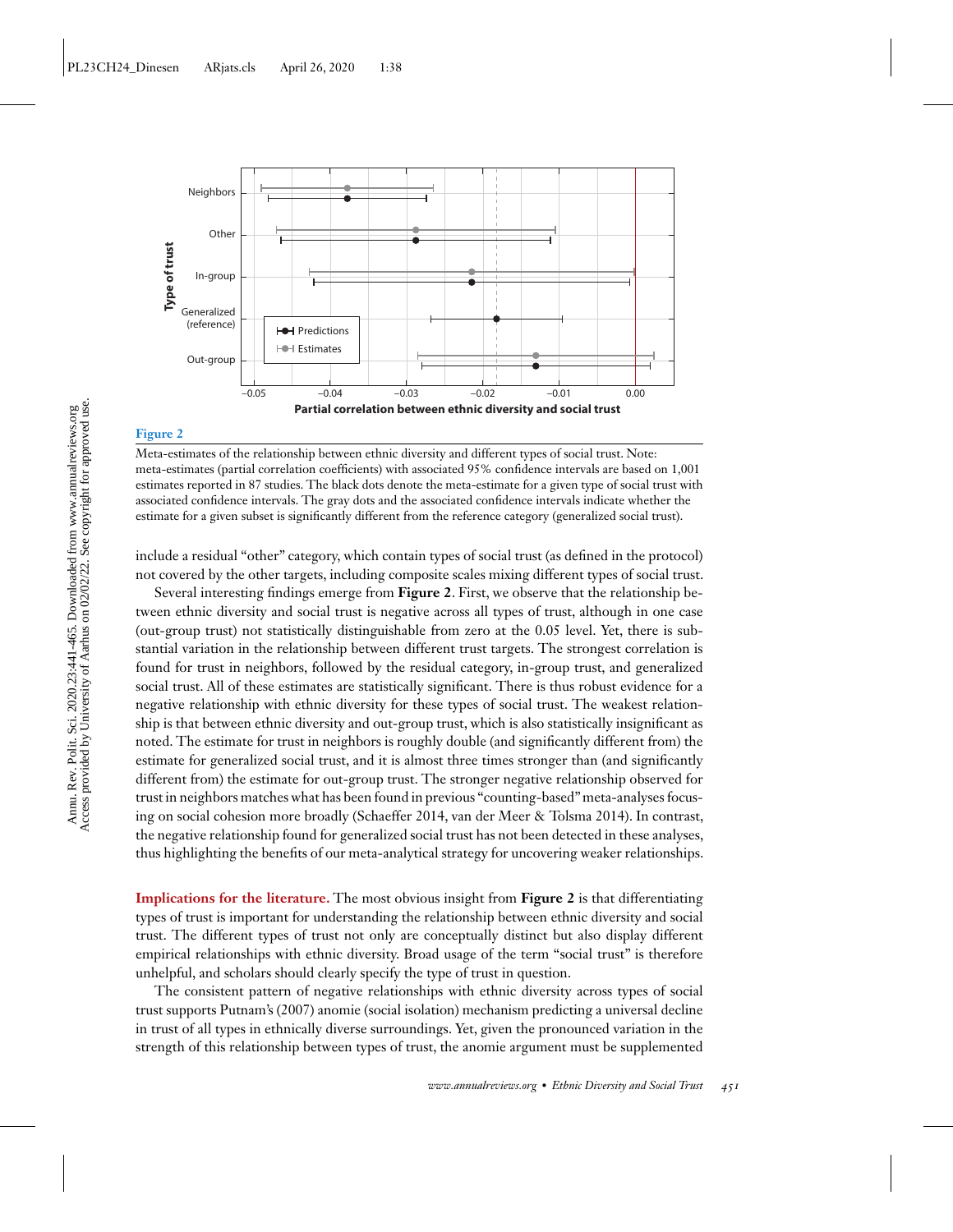**Figure 2**

Meta-estimates of the relationship between ethnic diversity and different types of social trust. Note: meta-estimates (partial correlation coefficients) with associated 95% confidence intervals are based on 1,001 estimates reported in 87 studies. The black dots denote the meta-estimate for a given type of social trust with associated confidence intervals. The gray dots and the associated confidence intervals indicate whether the estimate for a given subset is significantly different from the reference category (generalized social trust).

include a residual "other" category, which contain types of social trust (as defined in the protocol) not covered by the other targets, including composite scales mixing different types of social trust.

Several interesting findings emerge from **Figure 2**. First, we observe that the relationship between ethnic diversity and social trust is negative across all types of trust, although in one case (out-group trust) not statistically distinguishable from zero at the 0.05 level. Yet, there is substantial variation in the relationship between different trust targets. The strongest correlation is found for trust in neighbors, followed by the residual category, in-group trust, and generalized social trust. All of these estimates are statistically significant. There is thus robust evidence for a negative relationship with ethnic diversity for these types of social trust. The weakest relationship is that between ethnic diversity and out-group trust, which is also statistically insignificant as noted. The estimate for trust in neighbors is roughly double (and significantly different from) the estimate for generalized social trust, and it is almost three times stronger than (and significantly different from) the estimate for out-group trust. The stronger negative relationship observed for trust in neighbors matches what has been found in previous "counting-based" meta-analyses focusing on social cohesion more broadly (Schaeffer 2014, van der Meer & Tolsma 2014). In contrast, the negative relationship found for generalized social trust has not been detected in these analyses, thus highlighting the benefits of our meta-analytical strategy for uncovering weaker relationships.

**Implications for the literature.** The most obvious insight from **Figure 2** is that differentiating types of trust is important for understanding the relationship between ethnic diversity and social trust. The different types of trust not only are conceptually distinct but also display different empirical relationships with ethnic diversity. Broad usage of the term "social trust" is therefore unhelpful, and scholars should clearly specify the type of trust in question.

The consistent pattern of negative relationships with ethnic diversity across types of social trust supports Putnam's (2007) anomie (social isolation) mechanism predicting a universal decline in trust of all types in ethnically diverse surroundings. Yet, given the pronounced variation in the strength of this relationship between types of trust, the anomie argument must be supplemented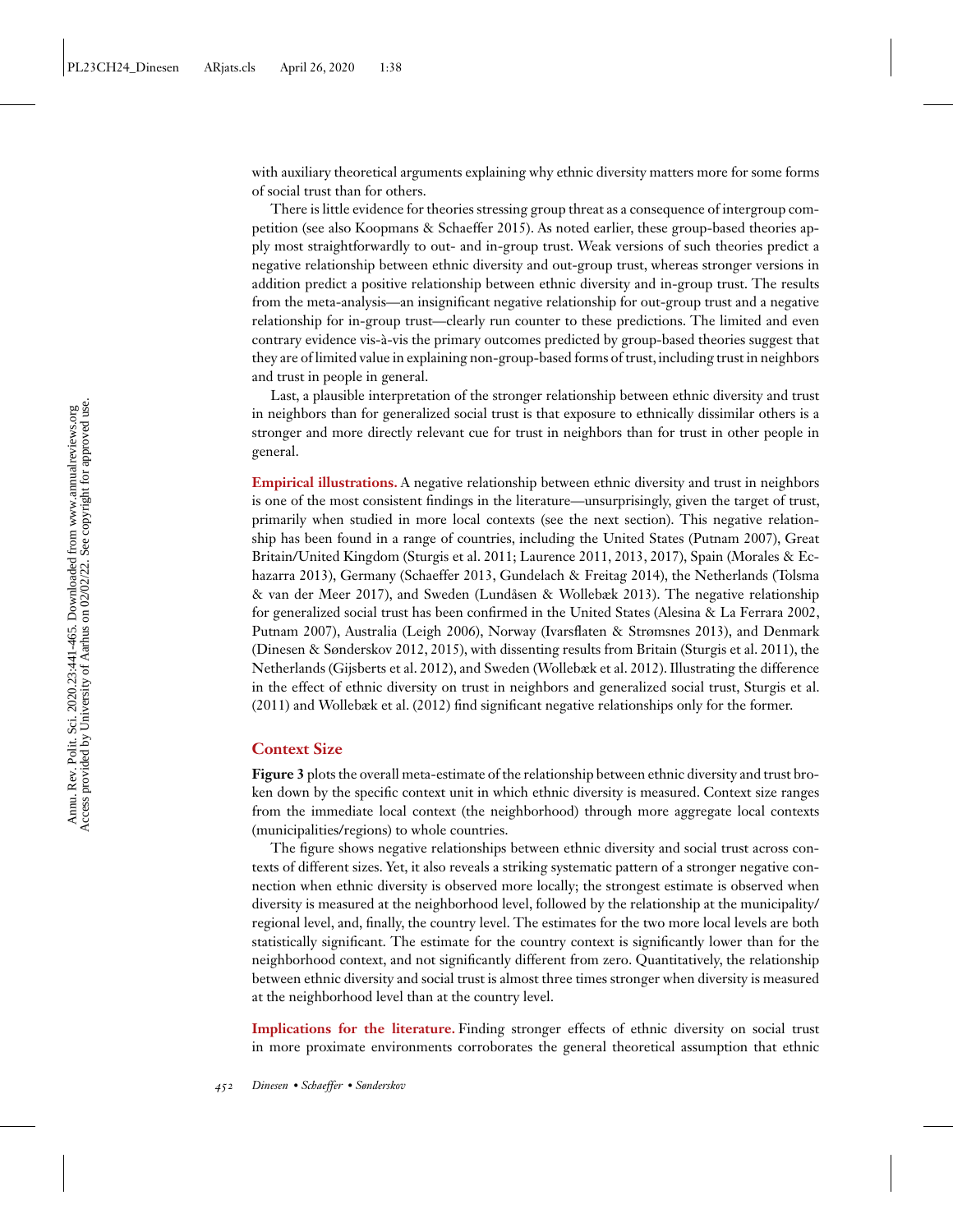with auxiliary theoretical arguments explaining why ethnic diversity matters more for some forms of social trust than for others.

There is little evidence for theories stressing group threat as a consequence of intergroup competition (see also Koopmans & Schaeffer 2015). As noted earlier, these group-based theories apply most straightforwardly to out- and in-group trust. Weak versions of such theories predict a negative relationship between ethnic diversity and out-group trust, whereas stronger versions in addition predict a positive relationship between ethnic diversity and in-group trust. The results from the meta-analysis—an insignificant negative relationship for out-group trust and a negative relationship for in-group trust—clearly run counter to these predictions. The limited and even contrary evidence vis-à-vis the primary outcomes predicted by group-based theories suggest that they are of limited value in explaining non-group-based forms of trust, including trust in neighbors and trust in people in general.

Last, a plausible interpretation of the stronger relationship between ethnic diversity and trust in neighbors than for generalized social trust is that exposure to ethnically dissimilar others is a stronger and more directly relevant cue for trust in neighbors than for trust in other people in general.

**Empirical illustrations.** A negative relationship between ethnic diversity and trust in neighbors is one of the most consistent findings in the literature—unsurprisingly, given the target of trust, primarily when studied in more local contexts (see the next section). This negative relationship has been found in a range of countries, including the United States (Putnam 2007), Great Britain/United Kingdom (Sturgis et al. 2011; Laurence 2011, 2013, 2017), Spain (Morales & Echazarra 2013), Germany (Schaeffer 2013, Gundelach & Freitag 2014), the Netherlands (Tolsma & van der Meer 2017), and Sweden (Lundåsen & Wollebæk 2013). The negative relationship for generalized social trust has been confirmed in the United States (Alesina & La Ferrara 2002, Putnam 2007), Australia (Leigh 2006), Norway (Ivarsflaten & Strømsnes 2013), and Denmark (Dinesen & Sønderskov 2012, 2015), with dissenting results from Britain (Sturgis et al. 2011), the Netherlands (Gijsberts et al. 2012), and Sweden (Wollebæk et al. 2012). Illustrating the difference in the effect of ethnic diversity on trust in neighbors and generalized social trust, Sturgis et al. (2011) and Wollebæk et al. (2012) find significant negative relationships only for the former.

### Context Size

**Figure 3** plots the overall meta-estimate of the relationship between ethnic diversity and trust broken down by the specific context unit in which ethnic diversity is measured. Context size ranges from the immediate local context (the neighborhood) through more aggregate local contexts (municipalities/regions) to whole countries.

The figure shows negative relationships between ethnic diversity and social trust across contexts of different sizes. Yet, it also reveals a striking systematic pattern of a stronger negative connection when ethnic diversity is observed more locally; the strongest estimate is observed when diversity is measured at the neighborhood level, followed by the relationship at the municipality/regional level, and, finally, the country level. The estimates for the two more local levels are both statistically significant. The estimate for the country context is significantly lower than for the neighborhood context, and not significantly different from zero. Quantitatively, the relationship between ethnic diversity and social trust is almost three times stronger when diversity is measured at the neighborhood level than at the country level.

**Implications for the literature.** Finding stronger effects of ethnic diversity on social trust in more proximate environments corroborates the general theoretical assumption that ethnic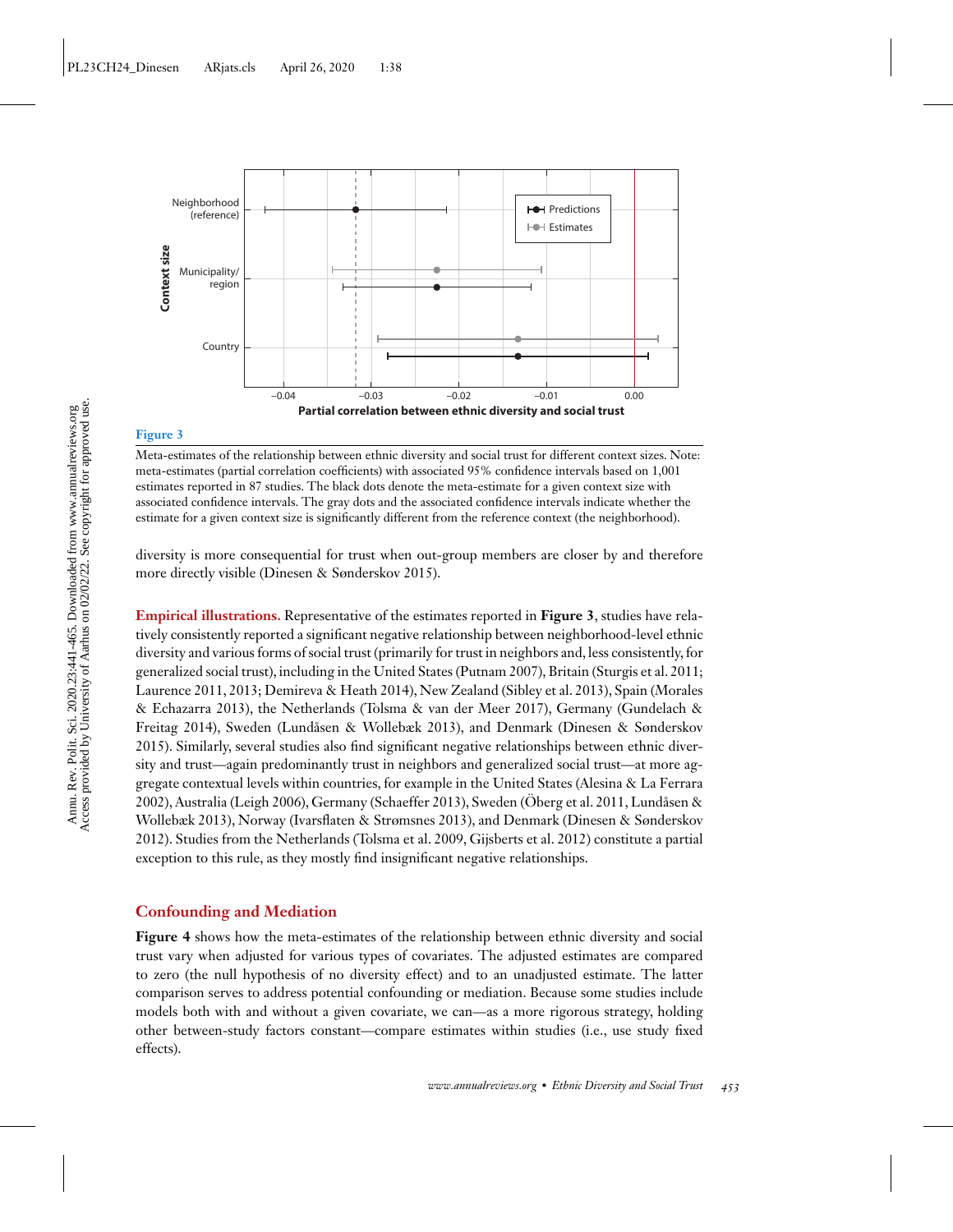**Figure 3**

Meta-estimates of the relationship between ethnic diversity and social trust for different context sizes. Note: meta-estimates (partial correlation coefficients) with associated 95% confidence intervals based on 1,001 estimates reported in 87 studies. The black dots denote the meta-estimate for a given context size with associated confidence intervals. The gray dots and the associated confidence intervals indicate whether the estimate for a given context size is significantly different from the reference context (the neighborhood).

diversity is more consequential for trust when out-group members are closer by and therefore more directly visible (Dinesen & Sønderskov 2015).

**Empirical illustrations.** Representative of the estimates reported in **Figure 3**, studies have relatively consistently reported a significant negative relationship between neighborhood-level ethnic diversity and various forms of social trust (primarily for trust in neighbors and, less consistently, for generalized social trust), including in the United States (Putnam 2007), Britain (Sturgis et al. 2011; Laurence 2011, 2013; Demireva & Heath 2014), New Zealand (Sibley et al. 2013), Spain (Morales & Echazarra 2013), the Netherlands (Tolsma & van der Meer 2017), Germany (Gundelach & Freitag 2014), Sweden (Lundåsen & Wollebæk 2013), and Denmark (Dinesen & Sønderskov 2015). Similarly, several studies also find significant negative relationships between ethnic diversity and trust—again predominantly trust in neighbors and generalized social trust—at more aggregate contextual levels within countries, for example in the United States (Alesina & La Ferrara 2002), Australia (Leigh 2006), Germany (Schaeffer 2013), Sweden (Öberg et al. 2011, Lundåsen & Wollebæk 2013), Norway (Ivarsflaten & Strømsnes 2013), and Denmark (Dinesen & Sønderskov 2012). Studies from the Netherlands (Tolsma et al. 2009, Gijsberts et al. 2012) constitute a partial exception to this rule, as they mostly find insignificant negative relationships.

## Confounding and Mediation

**Figure 4** shows how the meta-estimates of the relationship between ethnic diversity and social trust vary when adjusted for various types of covariates. The adjusted estimates are compared to zero (the null hypothesis of no diversity effect) and to an unadjusted estimate. The latter comparison serves to address potential confounding or mediation. Because some studies include models both with and without a given covariate, we can—as a more rigorous strategy, holding other between-study factors constant—compare estimates within studies (i.e., use study fixed effects).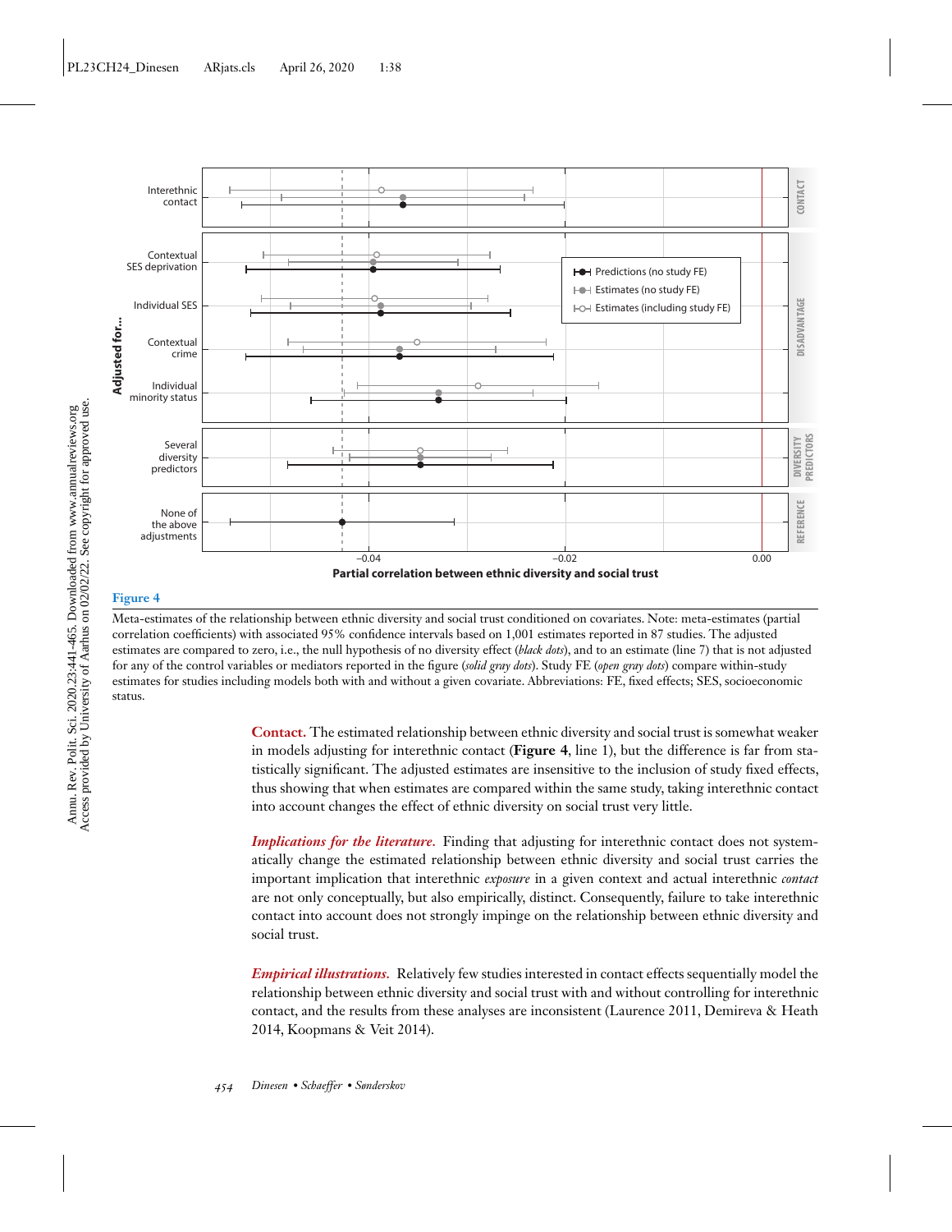**Figure 4**

Meta-estimates of the relationship between ethnic diversity and social trust conditioned on covariates. Note: meta-estimates (partial correlation coefficients) with associated 95% confidence intervals based on 1,001 estimates reported in 87 studies. The adjusted estimates are compared to zero, i.e., the null hypothesis of no diversity effect (*black dots*), and to an estimate (line 7) that is not adjusted for any of the control variables or mediators reported in the figure (*solid gray dots*). Study FE (*open gray dots*) compare within-study estimates for studies including models both with and without a given covariate. Abbreviations: FE, fixed effects; SES, socioeconomic status.

**Contact.** The estimated relationship between ethnic diversity and social trust is somewhat weaker in models adjusting for interethnic contact (**Figure 4**, line 1), but the difference is far from statistically significant. The adjusted estimates are insensitive to the inclusion of study fixed effects, thus showing that when estimates are compared within the same study, taking interethnic contact into account changes the effect of ethnic diversity on social trust very little.

***Implications for the literature.*** Finding that adjusting for interethnic contact does not systematically change the estimated relationship between ethnic diversity and social trust carries the important implication that interethnic *exposure* in a given context and actual interethnic *contact* are not only conceptually, but also empirically, distinct. Consequently, failure to take interethnic contact into account does not strongly impinge on the relationship between ethnic diversity and social trust.

***Empirical illustrations.*** Relatively few studies interested in contact effects sequentially model the relationship between ethnic diversity and social trust with and without controlling for interethnic contact, and the results from these analyses are inconsistent (Laurence 2011, Demireva & Heath 2014, Koopmans & Veit 2014).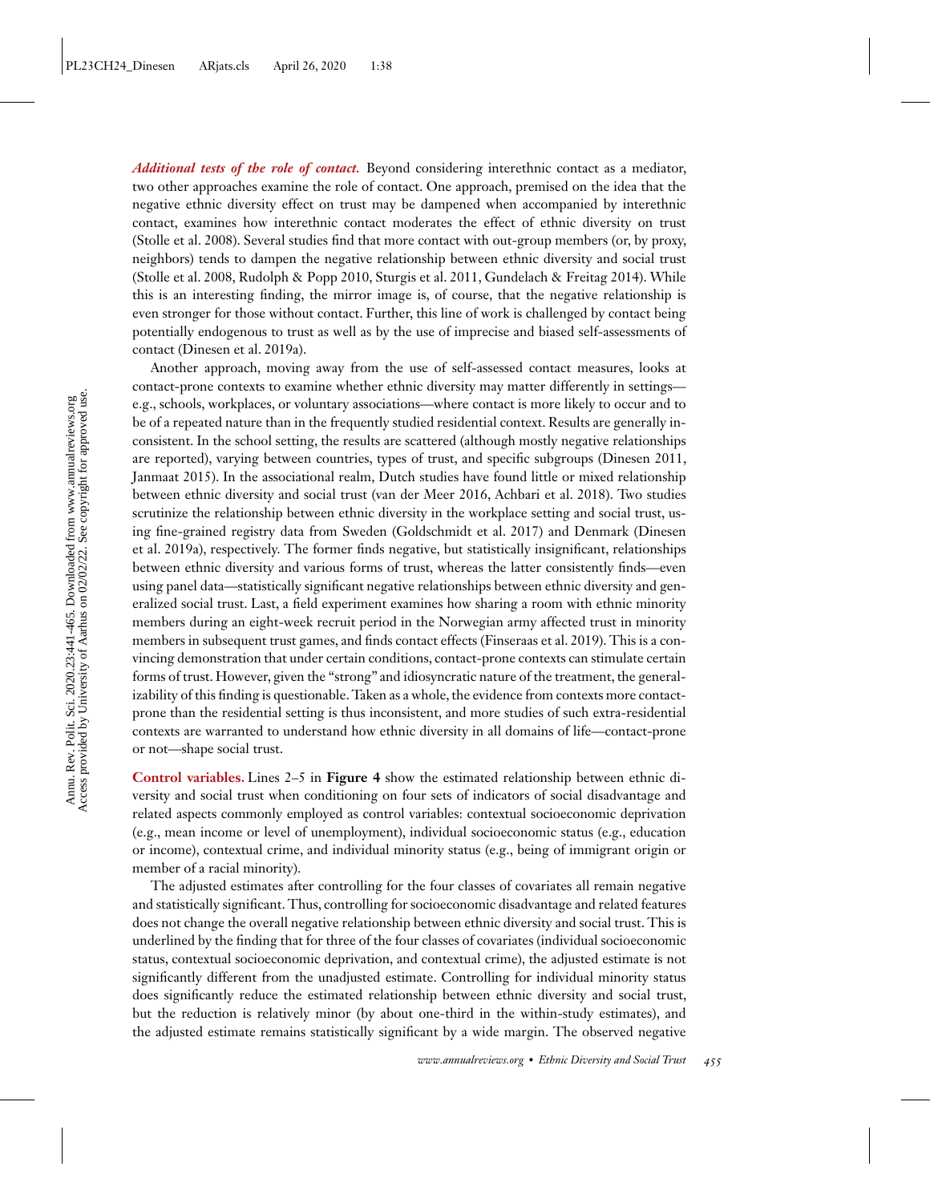***Additional tests of the role of contact.*** Beyond considering interethnic contact as a mediator, two other approaches examine the role of contact. One approach, premised on the idea that the negative ethnic diversity effect on trust may be dampened when accompanied by interethnic contact, examines how interethnic contact moderates the effect of ethnic diversity on trust (Stolle et al. 2008). Several studies find that more contact with out-group members (or, by proxy, neighbors) tends to dampen the negative relationship between ethnic diversity and social trust (Stolle et al. 2008, Rudolph & Popp 2010, Sturgis et al. 2011, Gundelach & Freitag 2014). While this is an interesting finding, the mirror image is, of course, that the negative relationship is even stronger for those without contact. Further, this line of work is challenged by contact being potentially endogenous to trust as well as by the use of imprecise and biased self-assessments of contact (Dinesen et al. 2019a).

Another approach, moving away from the use of self-assessed contact measures, looks at contact-prone contexts to examine whether ethnic diversity may matter differently in settings—e.g., schools, workplaces, or voluntary associations—where contact is more likely to occur and to be of a repeated nature than in the frequently studied residential context. Results are generally inconsistent. In the school setting, the results are scattered (although mostly negative relationships are reported), varying between countries, types of trust, and specific subgroups (Dinesen 2011, Janmaat 2015). In the associational realm, Dutch studies have found little or mixed relationship between ethnic diversity and social trust (van der Meer 2016, Achbari et al. 2018). Two studies scrutinize the relationship between ethnic diversity in the workplace setting and social trust, using fine-grained registry data from Sweden (Goldschmidt et al. 2017) and Denmark (Dinesen et al. 2019a), respectively. The former finds negative, but statistically insignificant, relationships between ethnic diversity and various forms of trust, whereas the latter consistently finds—even using panel data—statistically significant negative relationships between ethnic diversity and generalized social trust. Last, a field experiment examines how sharing a room with ethnic minority members during an eight-week recruit period in the Norwegian army affected trust in minority members in subsequent trust games, and finds contact effects (Finseraas et al. 2019). This is a convincing demonstration that under certain conditions, contact-prone contexts can stimulate certain forms of trust. However, given the "strong" and idiosyncratic nature of the treatment, the generalizability of this finding is questionable. Taken as a whole, the evidence from contexts more contact-prone than the residential setting is thus inconsistent, and more studies of such extra-residential contexts are warranted to understand how ethnic diversity in all domains of life—contact-prone or not—shape social trust.

**Control variables.** Lines 2–5 in **Figure 4** show the estimated relationship between ethnic diversity and social trust when conditioning on four sets of indicators of social disadvantage and related aspects commonly employed as control variables: contextual socioeconomic deprivation (e.g., mean income or level of unemployment), individual socioeconomic status (e.g., education or income), contextual crime, and individual minority status (e.g., being of immigrant origin or member of a racial minority).

The adjusted estimates after controlling for the four classes of covariates all remain negative and statistically significant. Thus, controlling for socioeconomic disadvantage and related features does not change the overall negative relationship between ethnic diversity and social trust. This is underlined by the finding that for three of the four classes of covariates (individual socioeconomic status, contextual socioeconomic deprivation, and contextual crime), the adjusted estimate is not significantly different from the unadjusted estimate. Controlling for individual minority status does significantly reduce the estimated relationship between ethnic diversity and social trust, but the reduction is relatively minor (by about one-third in the within-study estimates), and the adjusted estimate remains statistically significant by a wide margin. The observed negative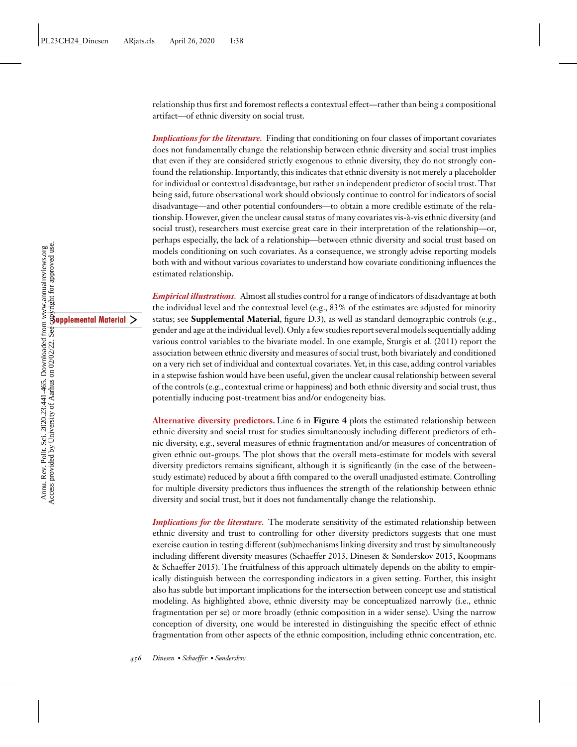relationship thus first and foremost reflects a contextual effect—rather than being a compositional artifact—of ethnic diversity on social trust.

***Implications for the literature.*** Finding that conditioning on four classes of important covariates does not fundamentally change the relationship between ethnic diversity and social trust implies that even if they are considered strictly exogenous to ethnic diversity, they do not strongly confound the relationship. Importantly, this indicates that ethnic diversity is not merely a placeholder for individual or contextual disadvantage, but rather an independent predictor of social trust. That being said, future observational work should obviously continue to control for indicators of social disadvantage—and other potential confounders—to obtain a more credible estimate of the relationship. However, given the unclear causal status of many covariates vis-à-vis ethnic diversity (and social trust), researchers must exercise great care in their interpretation of the relationship—or, perhaps especially, the lack of a relationship—between ethnic diversity and social trust based on models conditioning on such covariates. As a consequence, we strongly advise reporting models both with and without various covariates to understand how covariate conditioning influences the estimated relationship.

***Empirical illustrations.*** Almost all studies control for a range of indicators of disadvantage at both the individual level and the contextual level (e.g., 83% of the estimates are adjusted for minority status; see **Supplemental Material**, figure D.3), as well as standard demographic controls (e.g., gender and age at the individual level). Only a few studies report several models sequentially adding various control variables to the bivariate model. In one example, Sturgis et al. (2011) report the association between ethnic diversity and measures of social trust, both bivariately and conditioned on a very rich set of individual and contextual covariates. Yet, in this case, adding control variables in a stepwise fashion would have been useful, given the unclear causal relationship between several of the controls (e.g., contextual crime or happiness) and both ethnic diversity and social trust, thus potentially inducing post-treatment bias and/or endogeneity bias.

**Alternative diversity predictors.** Line 6 in **Figure 4** plots the estimated relationship between ethnic diversity and social trust for studies simultaneously including different predictors of ethnic diversity, e.g., several measures of ethnic fragmentation and/or measures of concentration of given ethnic out-groups. The plot shows that the overall meta-estimate for models with several diversity predictors remains significant, although it is significantly (in the case of the between-study estimate) reduced by about a fifth compared to the overall unadjusted estimate. Controlling for multiple diversity predictors thus influences the strength of the relationship between ethnic diversity and social trust, but it does not fundamentally change the relationship.

***Implications for the literature.*** The moderate sensitivity of the estimated relationship between ethnic diversity and trust to controlling for other diversity predictors suggests that one must exercise caution in testing different (sub)mechanisms linking diversity and trust by simultaneously including different diversity measures (Schaeffer 2013, Dinesen & Sønderskov 2015, Koopmans & Schaeffer 2015). The fruitfulness of this approach ultimately depends on the ability to empirically distinguish between the corresponding indicators in a given setting. Further, this insight also has subtle but important implications for the intersection between concept use and statistical modeling. As highlighted above, ethnic diversity may be conceptualized narrowly (i.e., ethnic fragmentation per se) or more broadly (ethnic composition in a wider sense). Using the narrow conception of diversity, one would be interested in distinguishing the specific effect of ethnic fragmentation from other aspects of the ethnic composition, including ethnic concentration, etc.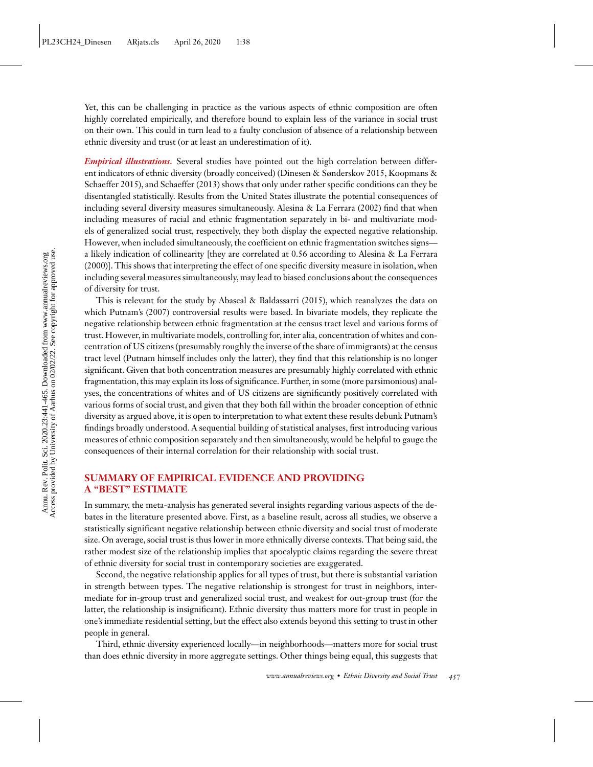Yet, this can be challenging in practice as the various aspects of ethnic composition are often highly correlated empirically, and therefore bound to explain less of the variance in social trust on their own. This could in turn lead to a faulty conclusion of absence of a relationship between ethnic diversity and trust (or at least an underestimation of it).

***Empirical illustrations.*** Several studies have pointed out the high correlation between different indicators of ethnic diversity (broadly conceived) (Dinesen & Sønderskov 2015, Koopmans & Schaeffer 2015), and Schaeffer (2013) shows that only under rather specific conditions can they be disentangled statistically. Results from the United States illustrate the potential consequences of including several diversity measures simultaneously. Alesina & La Ferrara (2002) find that when including measures of racial and ethnic fragmentation separately in bi- and multivariate models of generalized social trust, respectively, they both display the expected negative relationship. However, when included simultaneously, the coefficient on ethnic fragmentation switches signs—a likely indication of collinearity [they are correlated at 0.56 according to Alesina & La Ferrara (2000)]. This shows that interpreting the effect of one specific diversity measure in isolation, when including several measures simultaneously, may lead to biased conclusions about the consequences of diversity for trust.

This is relevant for the study by Abascal & Baldassarri (2015), which reanalyzes the data on which Putnam's (2007) controversial results were based. In bivariate models, they replicate the negative relationship between ethnic fragmentation at the census tract level and various forms of trust. However, in multivariate models, controlling for, inter alia, concentration of whites and concentration of US citizens (presumably roughly the inverse of the share of immigrants) at the census tract level (Putnam himself includes only the latter), they find that this relationship is no longer significant. Given that both concentration measures are presumably highly correlated with ethnic fragmentation, this may explain its loss of significance. Further, in some (more parsimonious) analyses, the concentrations of whites and of US citizens are significantly positively correlated with various forms of social trust, and given that they both fall within the broader conception of ethnic diversity as argued above, it is open to interpretation to what extent these results debunk Putnam's findings broadly understood. A sequential building of statistical analyses, first introducing various measures of ethnic composition separately and then simultaneously, would be helpful to gauge the consequences of their internal correlation for their relationship with social trust.

## SUMMARY OF EMPIRICAL EVIDENCE AND PROVIDING A "BEST" ESTIMATE

In summary, the meta-analysis has generated several insights regarding various aspects of the debates in the literature presented above. First, as a baseline result, across all studies, we observe a statistically significant negative relationship between ethnic diversity and social trust of moderate size. On average, social trust is thus lower in more ethnically diverse contexts. That being said, the rather modest size of the relationship implies that apocalyptic claims regarding the severe threat of ethnic diversity for social trust in contemporary societies are exaggerated.

Second, the negative relationship applies for all types of trust, but there is substantial variation in strength between types. The negative relationship is strongest for trust in neighbors, intermediate for in-group trust and generalized social trust, and weakest for out-group trust (for the latter, the relationship is insignificant). Ethnic diversity thus matters more for trust in people in one's immediate residential setting, but the effect also extends beyond this setting to trust in other people in general.

Third, ethnic diversity experienced locally—in neighborhoods—matters more for social trust than does ethnic diversity in more aggregate settings. Other things being equal, this suggests that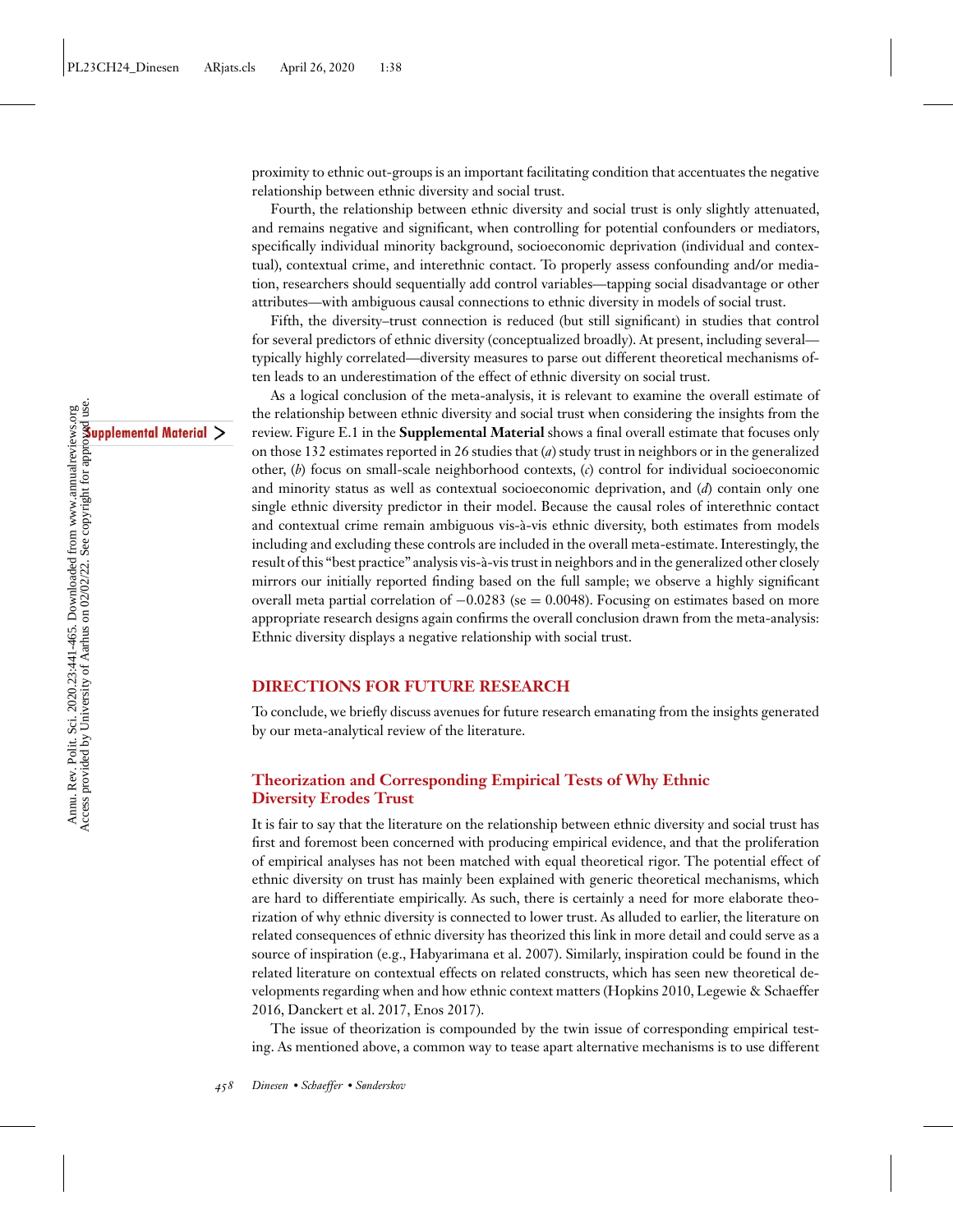proximity to ethnic out-groups is an important facilitating condition that accentuates the negative relationship between ethnic diversity and social trust.

Fourth, the relationship between ethnic diversity and social trust is only slightly attenuated, and remains negative and significant, when controlling for potential confounders or mediators, specifically individual minority background, socioeconomic deprivation (individual and contextual), contextual crime, and interethnic contact. To properly assess confounding and/or mediation, researchers should sequentially add control variables—tapping social disadvantage or other attributes—with ambiguous causal connections to ethnic diversity in models of social trust.

Fifth, the diversity–trust connection is reduced (but still significant) in studies that control for several predictors of ethnic diversity (conceptualized broadly). At present, including several—typically highly correlated—diversity measures to parse out different theoretical mechanisms often leads to an underestimation of the effect of ethnic diversity on social trust.

As a logical conclusion of the meta-analysis, it is relevant to examine the overall estimate of the relationship between ethnic diversity and social trust when considering the insights from the review. Figure E.1 in the **Supplemental Material** shows a final overall estimate that focuses only on those 132 estimates reported in 26 studies that (*a*) study trust in neighbors or in the generalized other, (*b*) focus on small-scale neighborhood contexts, (*c*) control for individual socioeconomic and minority status as well as contextual socioeconomic deprivation, and (*d*) contain only one single ethnic diversity predictor in their model. Because the causal roles of interethnic contact and contextual crime remain ambiguous vis-à-vis ethnic diversity, both estimates from models including and excluding these controls are included in the overall meta-estimate. Interestingly, the result of this "best practice" analysis vis-à-vis trust in neighbors and in the generalized other closely mirrors our initially reported finding based on the full sample; we observe a highly significant overall meta partial correlation of $-0.0283$ (se $= 0.0048$). Focusing on estimates based on more appropriate research designs again confirms the overall conclusion drawn from the meta-analysis: Ethnic diversity displays a negative relationship with social trust.

## DIRECTIONS FOR FUTURE RESEARCH

To conclude, we briefly discuss avenues for future research emanating from the insights generated by our meta-analytical review of the literature.

### Theorization and Corresponding Empirical Tests of Why Ethnic Diversity Erodes Trust

It is fair to say that the literature on the relationship between ethnic diversity and social trust has first and foremost been concerned with producing empirical evidence, and that the proliferation of empirical analyses has not been matched with equal theoretical rigor. The potential effect of ethnic diversity on trust has mainly been explained with generic theoretical mechanisms, which are hard to differentiate empirically. As such, there is certainly a need for more elaborate theorization of why ethnic diversity is connected to lower trust. As alluded to earlier, the literature on related consequences of ethnic diversity has theorized this link in more detail and could serve as a source of inspiration (e.g., Habyarimana et al. 2007). Similarly, inspiration could be found in the related literature on contextual effects on related constructs, which has seen new theoretical developments regarding when and how ethnic context matters (Hopkins 2010, Legewie & Schaeffer 2016, Danckert et al. 2017, Enos 2017).

The issue of theorization is compounded by the twin issue of corresponding empirical testing. As mentioned above, a common way to tease apart alternative mechanisms is to use different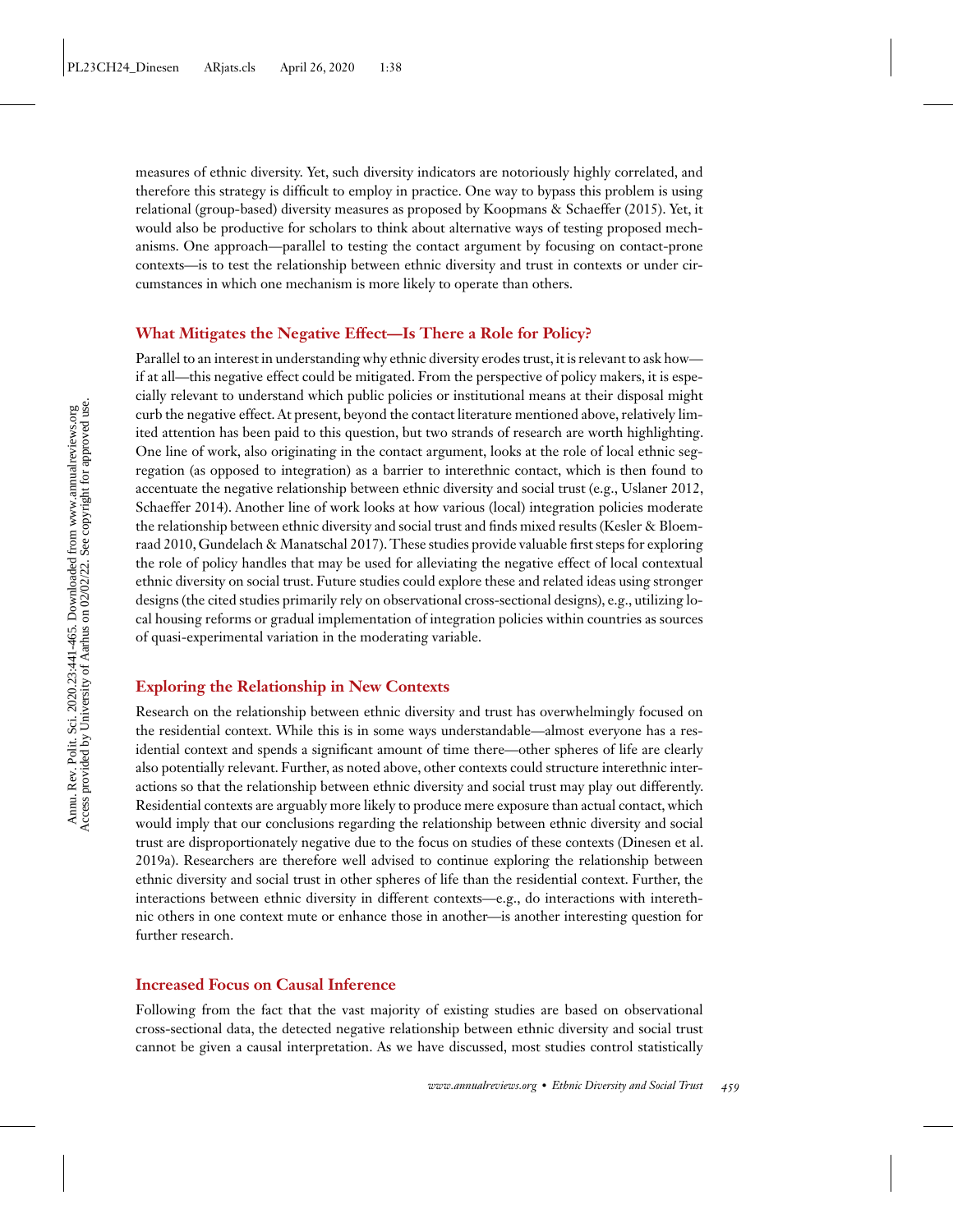measures of ethnic diversity. Yet, such diversity indicators are notoriously highly correlated, and therefore this strategy is difficult to employ in practice. One way to bypass this problem is using relational (group-based) diversity measures as proposed by Koopmans & Schaeffer (2015). Yet, it would also be productive for scholars to think about alternative ways of testing proposed mechanisms. One approach—parallel to testing the contact argument by focusing on contact-prone contexts—is to test the relationship between ethnic diversity and trust in contexts or under circumstances in which one mechanism is more likely to operate than others.

### What Mitigates the Negative Effect—Is There a Role for Policy?

Parallel to an interest in understanding why ethnic diversity erodes trust, it is relevant to ask how—if at all—this negative effect could be mitigated. From the perspective of policy makers, it is especially relevant to understand which public policies or institutional means at their disposal might curb the negative effect. At present, beyond the contact literature mentioned above, relatively limited attention has been paid to this question, but two strands of research are worth highlighting. One line of work, also originating in the contact argument, looks at the role of local ethnic segregation (as opposed to integration) as a barrier to interethnic contact, which is then found to accentuate the negative relationship between ethnic diversity and social trust (e.g., Uslaner 2012, Schaeffer 2014). Another line of work looks at how various (local) integration policies moderate the relationship between ethnic diversity and social trust and finds mixed results (Kesler & Bloemraad 2010, Gundelach & Manatschal 2017). These studies provide valuable first steps for exploring the role of policy handles that may be used for alleviating the negative effect of local contextual ethnic diversity on social trust. Future studies could explore these and related ideas using stronger designs (the cited studies primarily rely on observational cross-sectional designs), e.g., utilizing local housing reforms or gradual implementation of integration policies within countries as sources of quasi-experimental variation in the moderating variable.

### Exploring the Relationship in New Contexts

Research on the relationship between ethnic diversity and trust has overwhelmingly focused on the residential context. While this is in some ways understandable—almost everyone has a residential context and spends a significant amount of time there—other spheres of life are clearly also potentially relevant. Further, as noted above, other contexts could structure interethnic interactions so that the relationship between ethnic diversity and social trust may play out differently. Residential contexts are arguably more likely to produce mere exposure than actual contact, which would imply that our conclusions regarding the relationship between ethnic diversity and social trust are disproportionately negative due to the focus on studies of these contexts (Dinesen et al. 2019a). Researchers are therefore well advised to continue exploring the relationship between ethnic diversity and social trust in other spheres of life than the residential context. Further, the interactions between ethnic diversity in different contexts—e.g., do interactions with interethnic others in one context mute or enhance those in another—is another interesting question for further research.

### Increased Focus on Causal Inference

Following from the fact that the vast majority of existing studies are based on observational cross-sectional data, the detected negative relationship between ethnic diversity and social trust cannot be given a causal interpretation. As we have discussed, most studies control statistically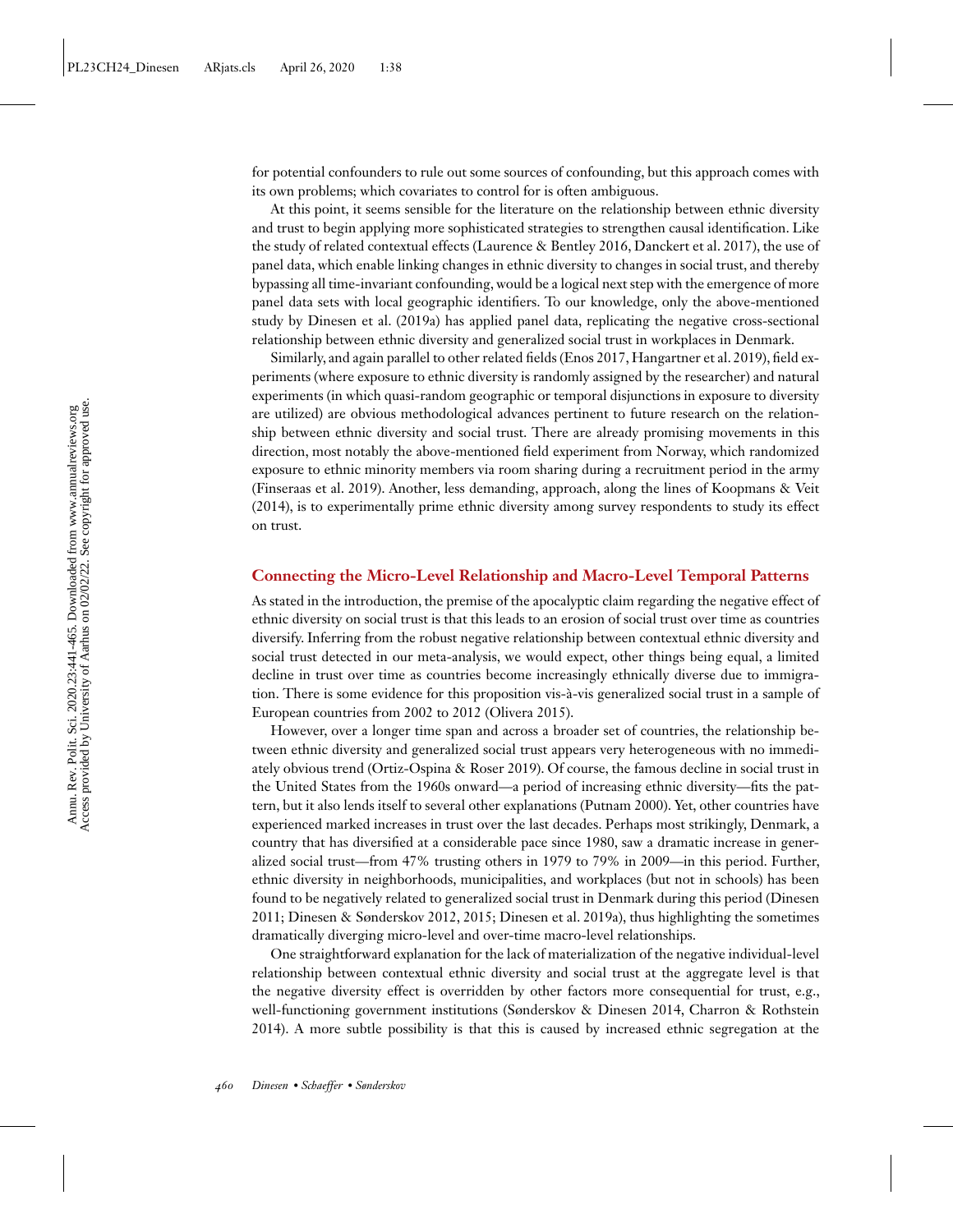for potential confounders to rule out some sources of confounding, but this approach comes with its own problems; which covariates to control for is often ambiguous.

At this point, it seems sensible for the literature on the relationship between ethnic diversity and trust to begin applying more sophisticated strategies to strengthen causal identification. Like the study of related contextual effects (Laurence & Bentley 2016, Danckert et al. 2017), the use of panel data, which enable linking changes in ethnic diversity to changes in social trust, and thereby bypassing all time-invariant confounding, would be a logical next step with the emergence of more panel data sets with local geographic identifiers. To our knowledge, only the above-mentioned study by Dinesen et al. (2019a) has applied panel data, replicating the negative cross-sectional relationship between ethnic diversity and generalized social trust in workplaces in Denmark.

Similarly, and again parallel to other related fields (Enos 2017, Hangartner et al. 2019), field experiments (where exposure to ethnic diversity is randomly assigned by the researcher) and natural experiments (in which quasi-random geographic or temporal disjunctions in exposure to diversity are utilized) are obvious methodological advances pertinent to future research on the relationship between ethnic diversity and social trust. There are already promising movements in this direction, most notably the above-mentioned field experiment from Norway, which randomized exposure to ethnic minority members via room sharing during a recruitment period in the army (Finseraas et al. 2019). Another, less demanding, approach, along the lines of Koopmans & Veit (2014), is to experimentally prime ethnic diversity among survey respondents to study its effect on trust.

## Connecting the Micro-Level Relationship and Macro-Level Temporal Patterns

As stated in the introduction, the premise of the apocalyptic claim regarding the negative effect of ethnic diversity on social trust is that this leads to an erosion of social trust over time as countries diversify. Inferring from the robust negative relationship between contextual ethnic diversity and social trust detected in our meta-analysis, we would expect, other things being equal, a limited decline in trust over time as countries become increasingly ethnically diverse due to immigration. There is some evidence for this proposition vis-à-vis generalized social trust in a sample of European countries from 2002 to 2012 (Olivera 2015).

However, over a longer time span and across a broader set of countries, the relationship between ethnic diversity and generalized social trust appears very heterogeneous with no immediately obvious trend (Ortiz-Ospina & Roser 2019). Of course, the famous decline in social trust in the United States from the 1960s onward—a period of increasing ethnic diversity—fits the pattern, but it also lends itself to several other explanations (Putnam 2000). Yet, other countries have experienced marked increases in trust over the last decades. Perhaps most strikingly, Denmark, a country that has diversified at a considerable pace since 1980, saw a dramatic increase in generalized social trust—from 47% trusting others in 1979 to 79% in 2009—in this period. Further, ethnic diversity in neighborhoods, municipalities, and workplaces (but not in schools) has been found to be negatively related to generalized social trust in Denmark during this period (Dinesen 2011; Dinesen & Sønderskov 2012, 2015; Dinesen et al. 2019a), thus highlighting the sometimes dramatically diverging micro-level and over-time macro-level relationships.

One straightforward explanation for the lack of materialization of the negative individual-level relationship between contextual ethnic diversity and social trust at the aggregate level is that the negative diversity effect is overridden by other factors more consequential for trust, e.g., well-functioning government institutions (Sønderskov & Dinesen 2014, Charron & Rothstein 2014). A more subtle possibility is that this is caused by increased ethnic segregation at the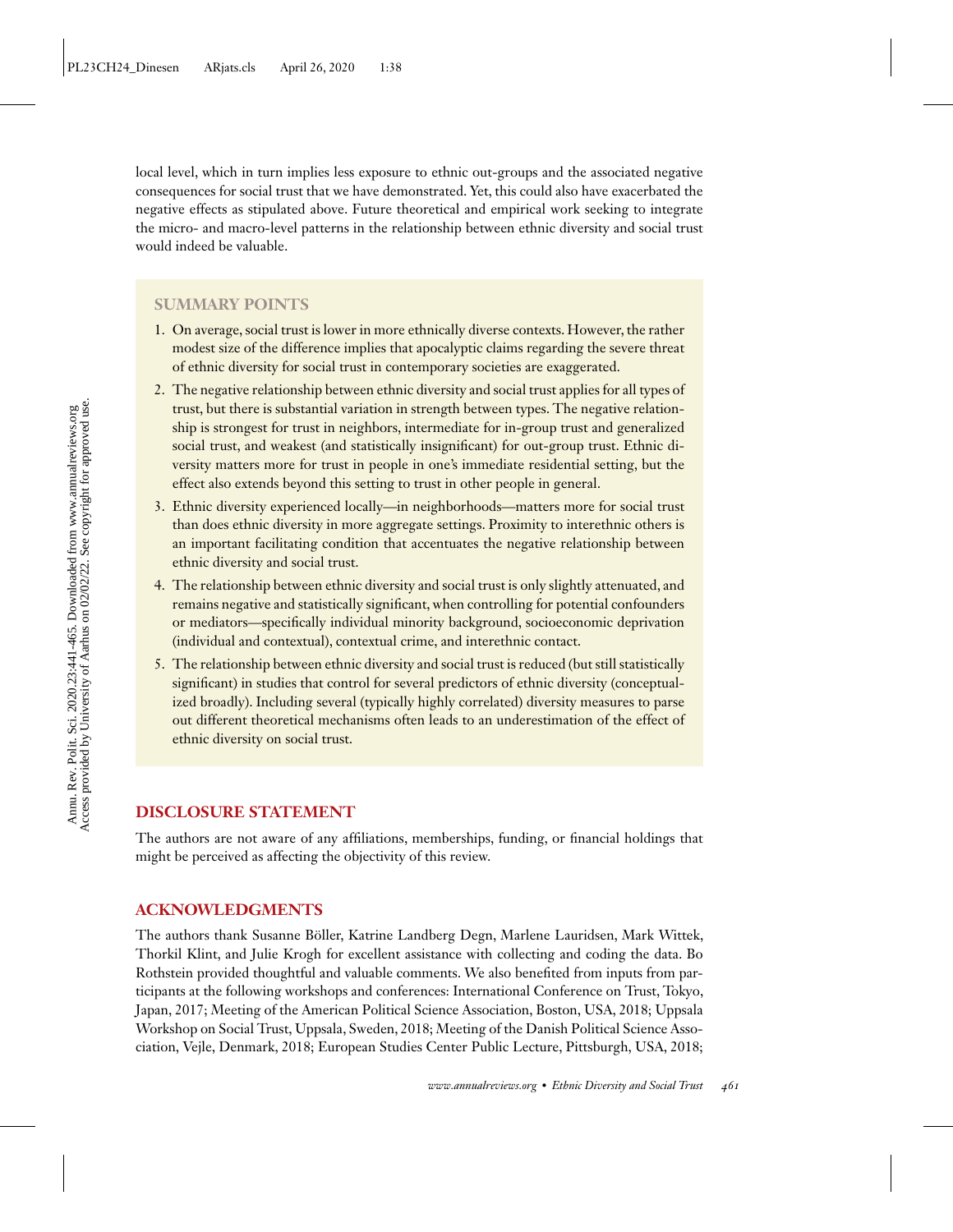local level, which in turn implies less exposure to ethnic out-groups and the associated negative consequences for social trust that we have demonstrated. Yet, this could also have exacerbated the negative effects as stipulated above. Future theoretical and empirical work seeking to integrate the micro- and macro-level patterns in the relationship between ethnic diversity and social trust would indeed be valuable.

## SUMMARY POINTS

1. On average, social trust is lower in more ethnically diverse contexts. However, the rather modest size of the difference implies that apocalyptic claims regarding the severe threat of ethnic diversity for social trust in contemporary societies are exaggerated.
2. The negative relationship between ethnic diversity and social trust applies for all types of trust, but there is substantial variation in strength between types. The negative relationship is strongest for trust in neighbors, intermediate for in-group trust and generalized social trust, and weakest (and statistically insignificant) for out-group trust. Ethnic diversity matters more for trust in people in one's immediate residential setting, but the effect also extends beyond this setting to trust in other people in general.
3. Ethnic diversity experienced locally—in neighborhoods—matters more for social trust than does ethnic diversity in more aggregate settings. Proximity to interethnic others is an important facilitating condition that accentuates the negative relationship between ethnic diversity and social trust.
4. The relationship between ethnic diversity and social trust is only slightly attenuated, and remains negative and statistically significant, when controlling for potential confounders or mediators—specifically individual minority background, socioeconomic deprivation (individual and contextual), contextual crime, and interethnic contact.
5. The relationship between ethnic diversity and social trust is reduced (but still statistically significant) in studies that control for several predictors of ethnic diversity (conceptualized broadly). Including several (typically highly correlated) diversity measures to parse out different theoretical mechanisms often leads to an underestimation of the effect of ethnic diversity on social trust.

## DISCLOSURE STATEMENT

The authors are not aware of any affiliations, memberships, funding, or financial holdings that might be perceived as affecting the objectivity of this review.

## ACKNOWLEDGMENTS

The authors thank Susanne Böller, Katrine Landberg Degn, Marlene Lauridsen, Mark Wittek, Thorkil Klint, and Julie Krogh for excellent assistance with collecting and coding the data. Bo Rothstein provided thoughtful and valuable comments. We also benefited from inputs from participants at the following workshops and conferences: International Conference on Trust, Tokyo, Japan, 2017; Meeting of the American Political Science Association, Boston, USA, 2018; Uppsala Workshop on Social Trust, Uppsala, Sweden, 2018; Meeting of the Danish Political Science Association, Vejle, Denmark, 2018; European Studies Center Public Lecture, Pittsburgh, USA, 2018;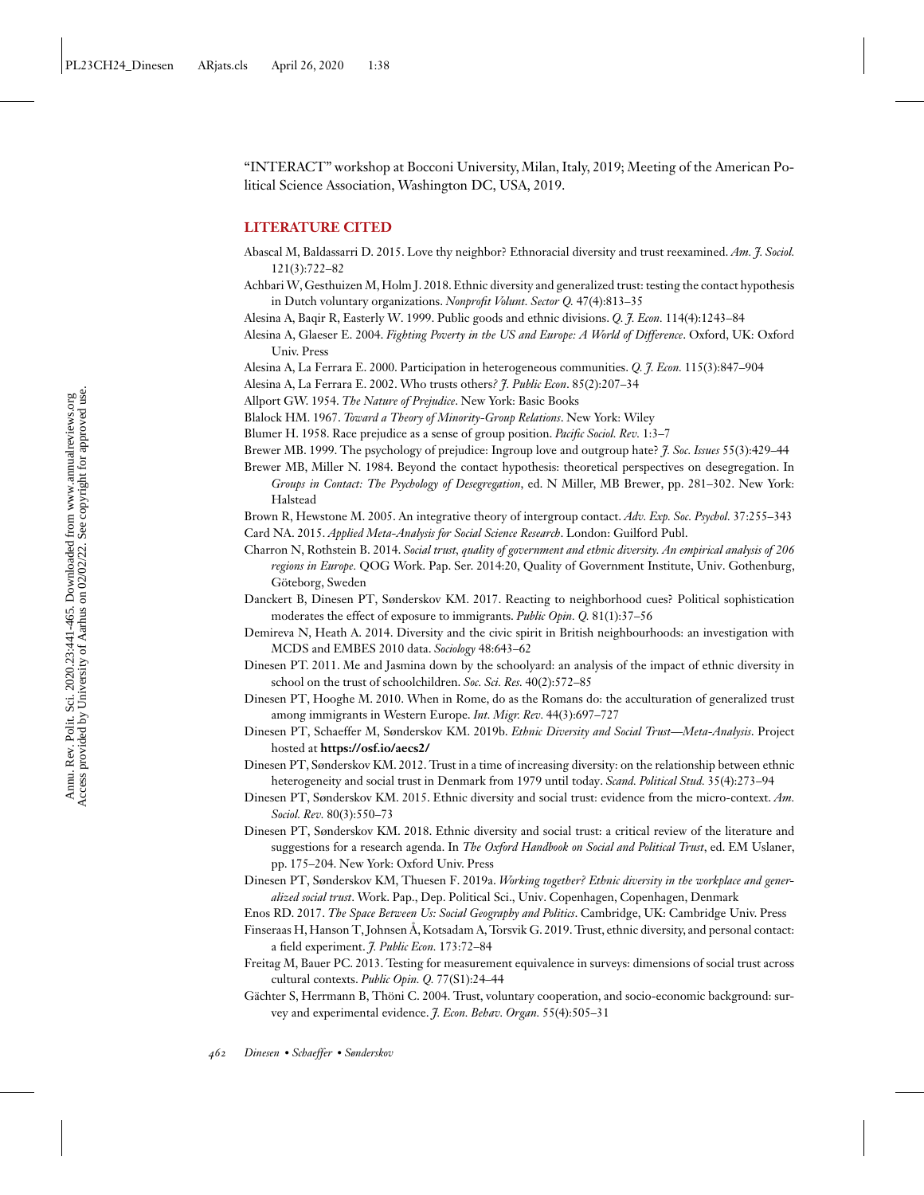"INTERACT" workshop at Bocconi University, Milan, Italy, 2019; Meeting of the American Political Science Association, Washington DC, USA, 2019.

## LITERATURE CITED

Abascal M, Baldassarri D. 2015. Love thy neighbor? Ethnoracial diversity and trust reexamined. *Am. J. Sociol.* 121(3):722–82

Achbari W, Gesthuizen M, Holm J. 2018. Ethnic diversity and generalized trust: testing the contact hypothesis in Dutch voluntary organizations. *Nonprofit Volunt. Sector Q.* 47(4):813–35

Alesina A, Baqir R, Easterly W. 1999. Public goods and ethnic divisions. *Q. J. Econ.* 114(4):1243–84

Alesina A, Glaeser E. 2004. *Fighting Poverty in the US and Europe: A World of Difference*. Oxford, UK: Oxford Univ. Press

Alesina A, La Ferrara E. 2000. Participation in heterogeneous communities. *Q. J. Econ.* 115(3):847–904

Alesina A, La Ferrara E. 2002. Who trusts others? *J. Public Econ*. 85(2):207–34

Allport GW. 1954. *The Nature of Prejudice*. New York: Basic Books

Blalock HM. 1967. *Toward a Theory of Minority-Group Relations*. New York: Wiley

Blumer H. 1958. Race prejudice as a sense of group position. *Pacific Sociol. Rev.* 1:3–7

Brewer MB. 1999. The psychology of prejudice: Ingroup love and outgroup hate? *J. Soc. Issues* 55(3):429–44

Brewer MB, Miller N. 1984. Beyond the contact hypothesis: theoretical perspectives on desegregation. In *Groups in Contact: The Psychology of Desegregation*, ed. N Miller, MB Brewer, pp. 281–302. New York: Halstead

Brown R, Hewstone M. 2005. An integrative theory of intergroup contact. *Adv. Exp. Soc. Psychol.* 37:255–343

Card NA. 2015. *Applied Meta-Analysis for Social Science Research*. London: Guilford Publ.

Charron N, Rothstein B. 2014. *Social trust, quality of government and ethnic diversity. An empirical analysis of 206 regions in Europe*. QOG Work. Pap. Ser. 2014:20, Quality of Government Institute, Univ. Gothenburg, Göteborg, Sweden

Danckert B, Dinesen PT, Sønderskov KM. 2017. Reacting to neighborhood cues? Political sophistication moderates the effect of exposure to immigrants. *Public Opin. Q.* 81(1):37–56

Demireva N, Heath A. 2014. Diversity and the civic spirit in British neighbourhoods: an investigation with MCDS and EMBES 2010 data. *Sociology* 48:643–62

Dinesen PT. 2011. Me and Jasmina down by the schoolyard: an analysis of the impact of ethnic diversity in school on the trust of schoolchildren. *Soc. Sci. Res.* 40(2):572–85

Dinesen PT, Hooghe M. 2010. When in Rome, do as the Romans do: the acculturation of generalized trust among immigrants in Western Europe. *Int. Migr. Rev.* 44(3):697–727

Dinesen PT, Schaeffer M, Sønderskov KM. 2019b. *Ethnic Diversity and Social Trust—Meta-Analysis*. Project hosted at **https://osf.io/aecs2/**

Dinesen PT, Sønderskov KM. 2012. Trust in a time of increasing diversity: on the relationship between ethnic heterogeneity and social trust in Denmark from 1979 until today. *Scand. Political Stud.* 35(4):273–94

Dinesen PT, Sønderskov KM. 2015. Ethnic diversity and social trust: evidence from the micro-context. *Am. Sociol. Rev.* 80(3):550–73

Dinesen PT, Sønderskov KM. 2018. Ethnic diversity and social trust: a critical review of the literature and suggestions for a research agenda. In *The Oxford Handbook on Social and Political Trust*, ed. EM Uslaner, pp. 175–204. New York: Oxford Univ. Press

Dinesen PT, Sønderskov KM, Thuesen F. 2019a. *Working together? Ethnic diversity in the workplace and generalized social trust*. Work. Pap., Dep. Political Sci., Univ. Copenhagen, Copenhagen, Denmark

Enos RD. 2017. *The Space Between Us: Social Geography and Politics*. Cambridge, UK: Cambridge Univ. Press

Finseraas H, Hanson T, Johnsen Å, Kotsadam A, Torsvik G. 2019. Trust, ethnic diversity, and personal contact: a field experiment. *J. Public Econ.* 173:72–84

Freitag M, Bauer PC. 2013. Testing for measurement equivalence in surveys: dimensions of social trust across cultural contexts. *Public Opin. Q.* 77(S1):24–44

Gächter S, Herrmann B, Thöni C. 2004. Trust, voluntary cooperation, and socio-economic background: survey and experimental evidence. *J. Econ. Behav. Organ.* 55(4):505–31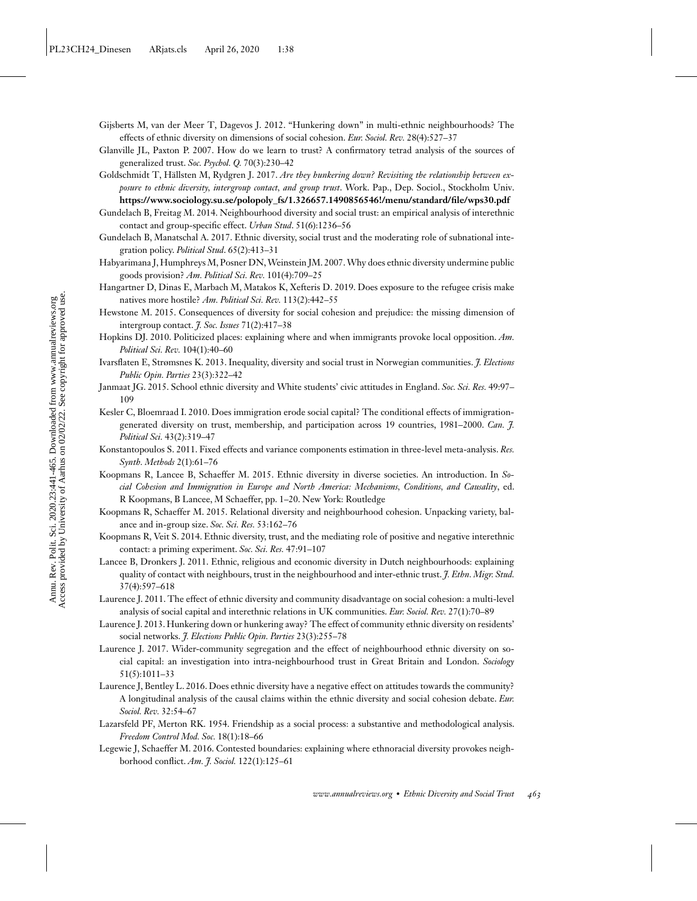Gijsberts M, van der Meer T, Dagevos J. 2012. "Hunkering down" in multi-ethnic neighbourhoods? The effects of ethnic diversity on dimensions of social cohesion. *Eur. Sociol. Rev.* 28(4):527–37

Glanville JL, Paxton P. 2007. How do we learn to trust? A confirmatory tetrad analysis of the sources of generalized trust. *Soc. Psychol. Q.* 70(3):230–42

Goldschmidt T, Hällsten M, Rydgren J. 2017. *Are they hunkering down? Revisiting the relationship between exposure to ethnic diversity, intergroup contact, and group trust*. Work. Pap., Dep. Sociol., Stockholm Univ. **https://www.sociology.su.se/polopoly_fs/1.326657.1490856546!/menu/standard/file/wps30.pdf**

Gundelach B, Freitag M. 2014. Neighbourhood diversity and social trust: an empirical analysis of interethnic contact and group-specific effect. *Urban Stud*. 51(6):1236–56

Gundelach B, Manatschal A. 2017. Ethnic diversity, social trust and the moderating role of subnational integration policy. *Political Stud*. 65(2):413–31

Habyarimana J, Humphreys M, Posner DN, Weinstein JM. 2007. Why does ethnic diversity undermine public goods provision? *Am. Political Sci. Rev.* 101(4):709–25

Hangartner D, Dinas E, Marbach M, Matakos K, Xefteris D. 2019. Does exposure to the refugee crisis make natives more hostile? *Am. Political Sci. Rev.* 113(2):442–55

Hewstone M. 2015. Consequences of diversity for social cohesion and prejudice: the missing dimension of intergroup contact. *J. Soc. Issues* 71(2):417–38

Hopkins DJ. 2010. Politicized places: explaining where and when immigrants provoke local opposition. *Am. Political Sci. Rev.* 104(1):40–60

Ivarsflaten E, Strømsnes K. 2013. Inequality, diversity and social trust in Norwegian communities. *J. Elections Public Opin. Parties* 23(3):322–42

Janmaat JG. 2015. School ethnic diversity and White students' civic attitudes in England. *Soc. Sci. Res.* 49:97–109

Kesler C, Bloemraad I. 2010. Does immigration erode social capital? The conditional effects of immigration-generated diversity on trust, membership, and participation across 19 countries, 1981–2000. *Can. J. Political Sci.* 43(2):319–47

Konstantopoulos S. 2011. Fixed effects and variance components estimation in three-level meta-analysis. *Res. Synth. Methods* 2(1):61–76

Koopmans R, Lancee B, Schaeffer M. 2015. Ethnic diversity in diverse societies. An introduction. In *Social Cohesion and Immigration in Europe and North America: Mechanisms, Conditions, and Causality*, ed. R Koopmans, B Lancee, M Schaeffer, pp. 1–20. New York: Routledge

Koopmans R, Schaeffer M. 2015. Relational diversity and neighbourhood cohesion. Unpacking variety, balance and in-group size. *Soc. Sci. Res.* 53:162–76

Koopmans R, Veit S. 2014. Ethnic diversity, trust, and the mediating role of positive and negative interethnic contact: a priming experiment. *Soc. Sci. Res.* 47:91–107

Lancee B, Dronkers J. 2011. Ethnic, religious and economic diversity in Dutch neighbourhoods: explaining quality of contact with neighbours, trust in the neighbourhood and inter-ethnic trust. *J. Ethn. Migr. Stud.* 37(4):597–618

Laurence J. 2011. The effect of ethnic diversity and community disadvantage on social cohesion: a multi-level analysis of social capital and interethnic relations in UK communities. *Eur. Sociol. Rev.* 27(1):70–89

Laurence J. 2013. Hunkering down or hunkering away? The effect of community ethnic diversity on residents' social networks. *J. Elections Public Opin. Parties* 23(3):255–78

Laurence J. 2017. Wider-community segregation and the effect of neighbourhood ethnic diversity on social capital: an investigation into intra-neighbourhood trust in Great Britain and London. *Sociology* 51(5):1011–33

Laurence J, Bentley L. 2016. Does ethnic diversity have a negative effect on attitudes towards the community? A longitudinal analysis of the causal claims within the ethnic diversity and social cohesion debate. *Eur. Sociol. Rev.* 32:54–67

Lazarsfeld PF, Merton RK. 1954. Friendship as a social process: a substantive and methodological analysis. *Freedom Control Mod. Soc.* 18(1):18–66

Legewie J, Schaeffer M. 2016. Contested boundaries: explaining where ethnoracial diversity provokes neighborhood conflict. *Am. J. Sociol.* 122(1):125–61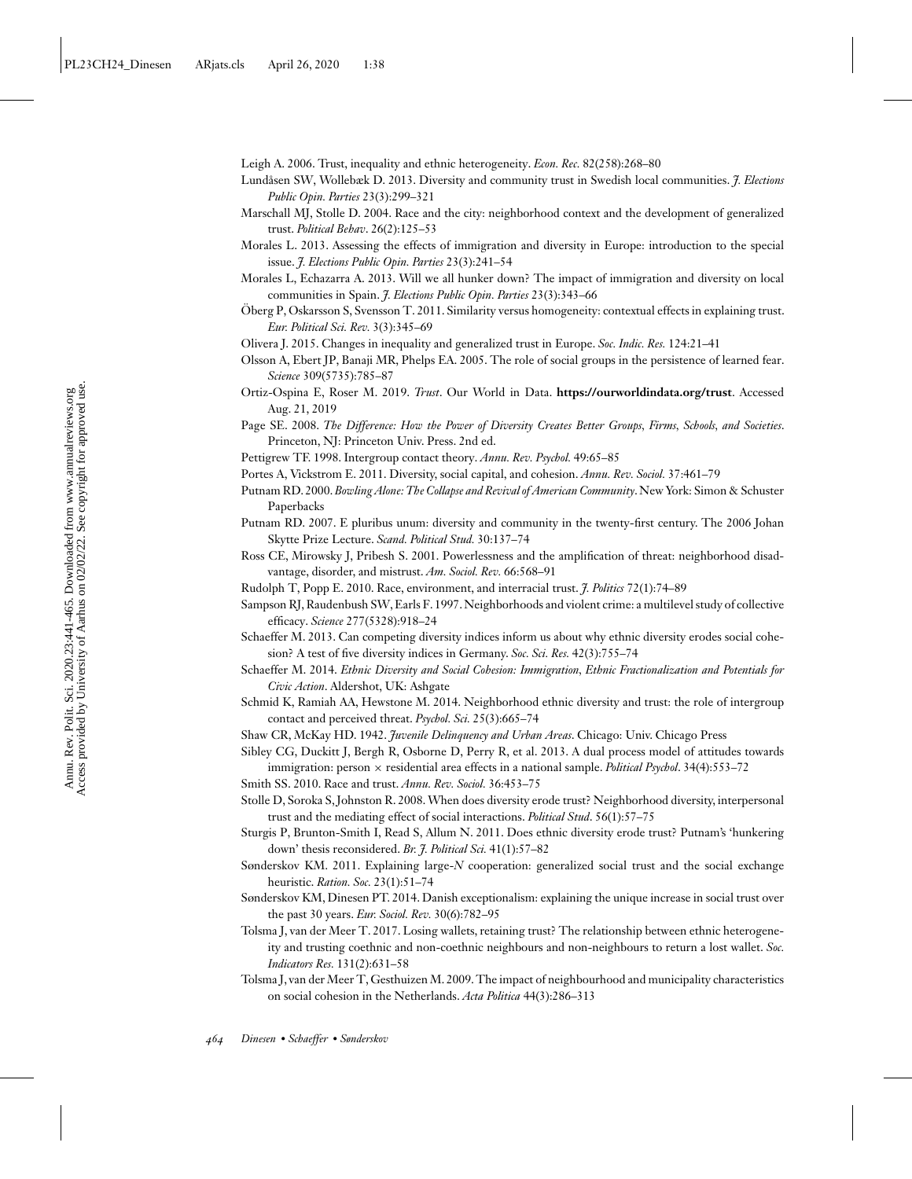Leigh A. 2006. Trust, inequality and ethnic heterogeneity. *Econ. Rec.* 82(258):268–80

Lundåsen SW, Wollebæk D. 2013. Diversity and community trust in Swedish local communities. *J. Elections Public Opin. Parties* 23(3):299–321

Marschall MJ, Stolle D. 2004. Race and the city: neighborhood context and the development of generalized trust. *Political Behav*. 26(2):125–53

Morales L. 2013. Assessing the effects of immigration and diversity in Europe: introduction to the special issue. *J. Elections Public Opin. Parties* 23(3):241–54

Morales L, Echazarra A. 2013. Will we all hunker down? The impact of immigration and diversity on local communities in Spain. *J. Elections Public Opin. Parties* 23(3):343–66

Öberg P, Oskarsson S, Svensson T. 2011. Similarity versus homogeneity: contextual effects in explaining trust. *Eur. Political Sci. Rev.* 3(3):345–69

Olivera J. 2015. Changes in inequality and generalized trust in Europe. *Soc. Indic. Res.* 124:21–41

Olsson A, Ebert JP, Banaji MR, Phelps EA. 2005. The role of social groups in the persistence of learned fear. *Science* 309(5735):785–87

Ortiz-Ospina E, Roser M. 2019. *Trust*. Our World in Data. **https://ourworldindata.org/trust**. Accessed Aug. 21, 2019

Page SE. 2008. *The Difference: How the Power of Diversity Creates Better Groups, Firms, Schools, and Societies*. Princeton, NJ: Princeton Univ. Press. 2nd ed.

Pettigrew TF. 1998. Intergroup contact theory. *Annu. Rev. Psychol.* 49:65–85

Portes A, Vickstrom E. 2011. Diversity, social capital, and cohesion. *Annu. Rev. Sociol.* 37:461–79

Putnam RD. 2000. *Bowling Alone: The Collapse and Revival of American Community*. New York: Simon & Schuster Paperbacks

Putnam RD. 2007. E pluribus unum: diversity and community in the twenty-first century. The 2006 Johan Skytte Prize Lecture. *Scand. Political Stud.* 30:137–74

Ross CE, Mirowsky J, Pribesh S. 2001. Powerlessness and the amplification of threat: neighborhood disadvantage, disorder, and mistrust. *Am. Sociol. Rev.* 66:568–91

Rudolph T, Popp E. 2010. Race, environment, and interracial trust. *J. Politics* 72(1):74–89

Sampson RJ, Raudenbush SW, Earls F. 1997. Neighborhoods and violent crime: a multilevel study of collective efficacy. *Science* 277(5328):918–24

Schaeffer M. 2013. Can competing diversity indices inform us about why ethnic diversity erodes social cohesion? A test of five diversity indices in Germany. *Soc. Sci. Res.* 42(3):755–74

Schaeffer M. 2014. *Ethnic Diversity and Social Cohesion: Immigration, Ethnic Fractionalization and Potentials for Civic Action*. Aldershot, UK: Ashgate

Schmid K, Ramiah AA, Hewstone M. 2014. Neighborhood ethnic diversity and trust: the role of intergroup contact and perceived threat. *Psychol. Sci.* 25(3):665–74

Shaw CR, McKay HD. 1942. *Juvenile Delinquency and Urban Areas*. Chicago: Univ. Chicago Press

Sibley CG, Duckitt J, Bergh R, Osborne D, Perry R, et al. 2013. A dual process model of attitudes towards immigration: person × residential area effects in a national sample. *Political Psychol*. 34(4):553–72

Smith SS. 2010. Race and trust. *Annu. Rev. Sociol.* 36:453–75

Stolle D, Soroka S, Johnston R. 2008. When does diversity erode trust? Neighborhood diversity, interpersonal trust and the mediating effect of social interactions. *Political Stud*. 56(1):57–75

Sturgis P, Brunton-Smith I, Read S, Allum N. 2011. Does ethnic diversity erode trust? Putnam's 'hunkering down' thesis reconsidered. *Br. J. Political Sci.* 41(1):57–82

Sønderskov KM. 2011. Explaining large-*N* cooperation: generalized social trust and the social exchange heuristic. *Ration. Soc.* 23(1):51–74

Sønderskov KM, Dinesen PT. 2014. Danish exceptionalism: explaining the unique increase in social trust over the past 30 years. *Eur. Sociol. Rev.* 30(6):782–95

Tolsma J, van der Meer T. 2017. Losing wallets, retaining trust? The relationship between ethnic heterogeneity and trusting coethnic and non-coethnic neighbours and non-neighbours to return a lost wallet. *Soc. Indicators Res.* 131(2):631–58

Tolsma J, van der Meer T, Gesthuizen M. 2009. The impact of neighbourhood and municipality characteristics on social cohesion in the Netherlands. *Acta Politica* 44(3):286–313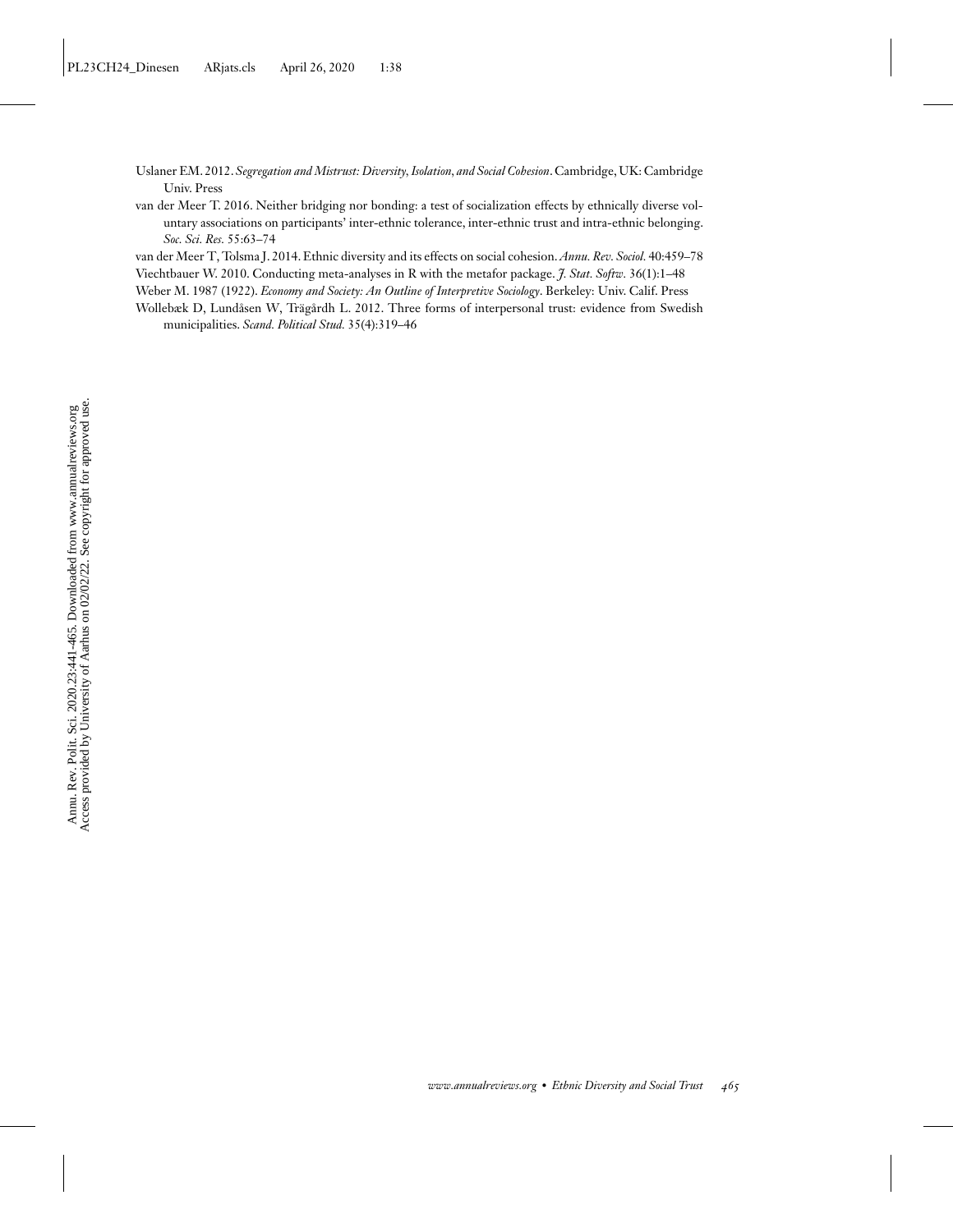Uslaner EM. 2012. *Segregation and Mistrust: Diversity, Isolation, and Social Cohesion*. Cambridge, UK: Cambridge Univ. Press

van der Meer T. 2016. Neither bridging nor bonding: a test of socialization effects by ethnically diverse voluntary associations on participants' inter-ethnic tolerance, inter-ethnic trust and intra-ethnic belonging. *Soc. Sci. Res.* 55:63–74

van der Meer T, Tolsma J. 2014. Ethnic diversity and its effects on social cohesion. *Annu. Rev. Sociol.* 40:459–78

Viechtbauer W. 2010. Conducting meta-analyses in R with the metafor package. *J. Stat. Softw.* 36(1):1–48

Weber M. 1987 (1922). *Economy and Society: An Outline of Interpretive Sociology*. Berkeley: Univ. Calif. Press

Wollebæk D, Lundåsen W, Trägårdh L. 2012. Three forms of interpersonal trust: evidence from Swedish municipalities. *Scand. Political Stud.* 35(4):319–46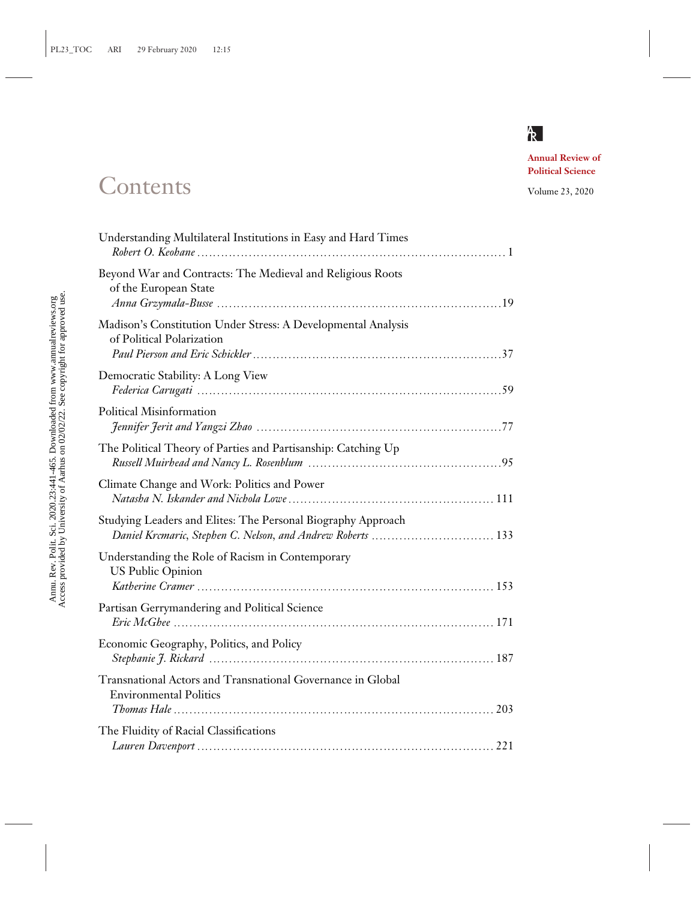Annual Review of Political Science

Volume 23, 2020

# Contents

Understanding Multilateral Institutions in Easy and Hard Times
*Robert O. Keohane* .......... 1

Beyond War and Contracts: The Medieval and Religious Roots of the European State
*Anna Grzymala-Busse* .......... 19

Madison's Constitution Under Stress: A Developmental Analysis of Political Polarization
*Paul Pierson and Eric Schickler* .......... 37

Democratic Stability: A Long View
*Federica Carugati* .......... 59

Political Misinformation
*Jennifer Jerit and Yangzi Zhao* .......... 77

The Political Theory of Parties and Partisanship: Catching Up
*Russell Muirhead and Nancy L. Rosenblum* .......... 95

Climate Change and Work: Politics and Power
*Natasha N. Iskander and Nichola Lowe* .......... 111

Studying Leaders and Elites: The Personal Biography Approach
*Daniel Krcmaric, Stephen C. Nelson, and Andrew Roberts* .......... 133

Understanding the Role of Racism in Contemporary US Public Opinion
*Katherine Cramer* .......... 153

Partisan Gerrymandering and Political Science
*Eric McGhee* .......... 171

Economic Geography, Politics, and Policy
*Stephanie J. Rickard* .......... 187

Transnational Actors and Transnational Governance in Global Environmental Politics
*Thomas Hale* .......... 203

The Fluidity of Racial Classifications
*Lauren Davenport* .......... 221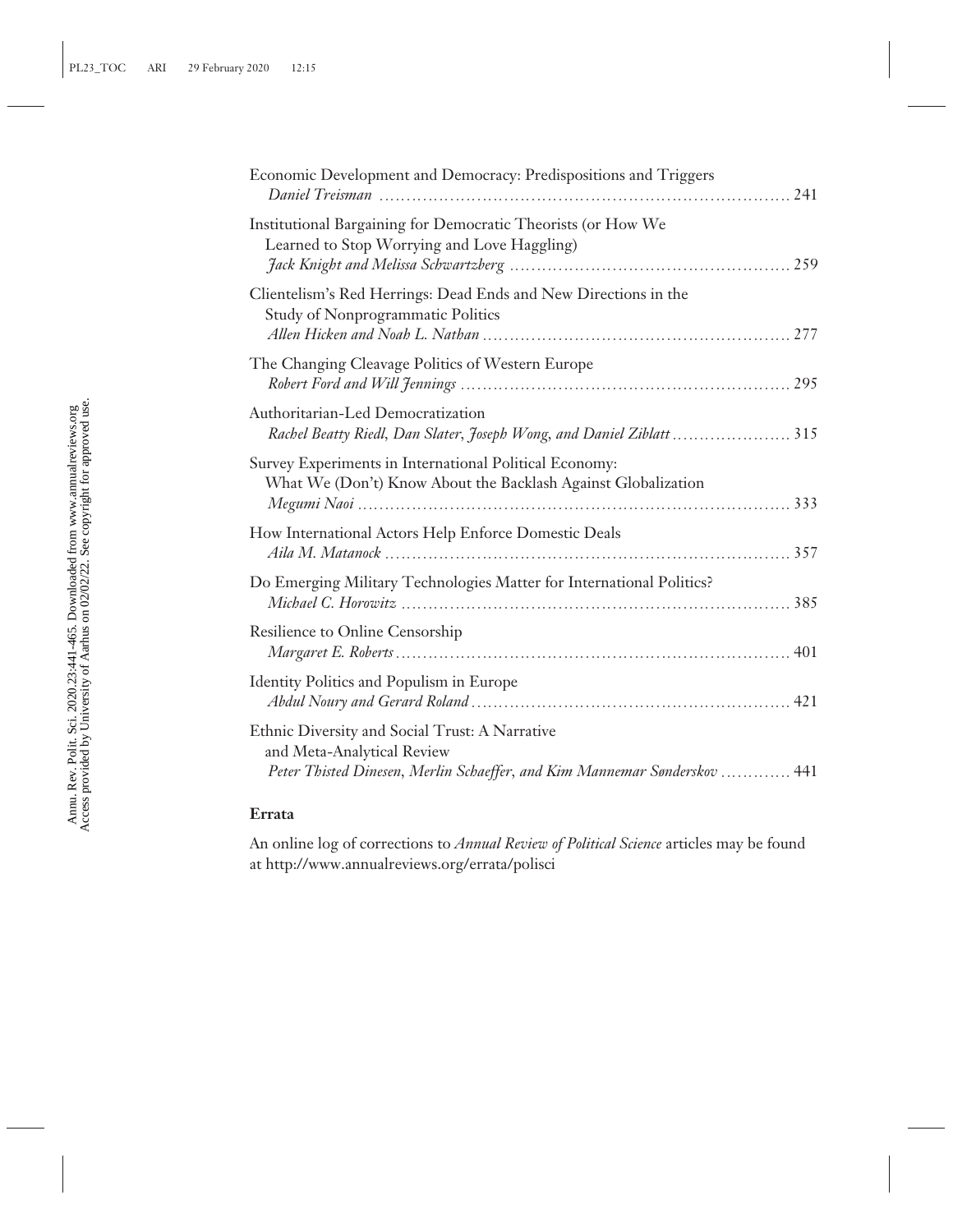Economic Development and Democracy: Predispositions and Triggers
*Daniel Treisman* ........................................................................ 241

Institutional Bargaining for Democratic Theorists (or How We Learned to Stop Worrying and Love Haggling)
*Jack Knight and Melissa Schwartzberg* ................................................ 259

Clientelism's Red Herrings: Dead Ends and New Directions in the Study of Nonprogrammatic Politics
*Allen Hicken and Noah L. Nathan* ..................................................... 277

The Changing Cleavage Politics of Western Europe
*Robert Ford and Will Jennings* ........................................................ 295

Authoritarian-Led Democratization
*Rachel Beatty Riedl, Dan Slater, Joseph Wong, and Daniel Ziblatt* ..................... 315

Survey Experiments in International Political Economy: What We (Don't) Know About the Backlash Against Globalization
*Megumi Naoi* ............................................................................ 333

How International Actors Help Enforce Domestic Deals
*Aila M. Matanock* ....................................................................... 357

Do Emerging Military Technologies Matter for International Politics?
*Michael C. Horowitz* .................................................................... 385

Resilience to Online Censorship
*Margaret E. Roberts* ..................................................................... 401

Identity Politics and Populism in Europe
*Abdul Noury and Gerard Roland* ........................................................ 421

Ethnic Diversity and Social Trust: A Narrative and Meta-Analytical Review
*Peter Thisted Dinesen, Merlin Schaeffer, and Kim Mannemar Sønderskov* ............ 441

**Errata**

An online log of corrections to *Annual Review of Political Science* articles may be found at http://www.annualreviews.org/errata/polisci